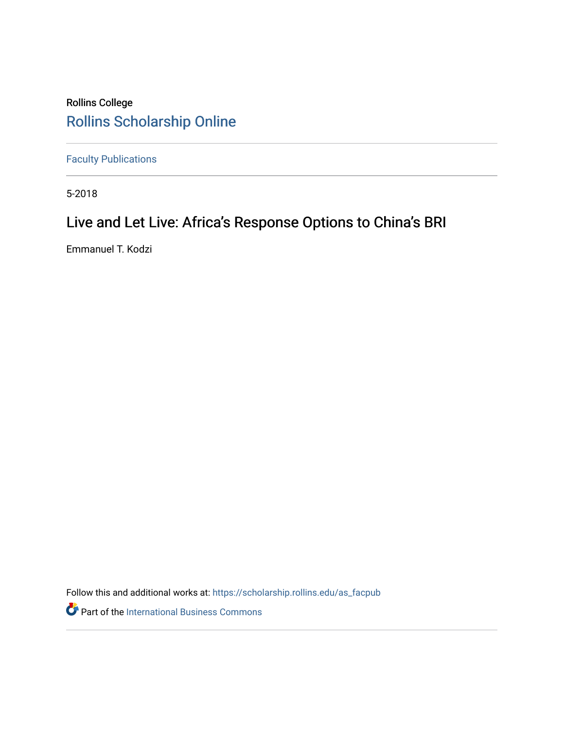Rollins College

# Rollins Scholarship Online

Faculty Publications

5-2018

## Live and Let Live: Africa's Response Options to China's BRI

Emmanuel T. Kodzi

Follow this and additional works at: https://scholarship.rollins.edu/as_facpub

Part of the International Business Commons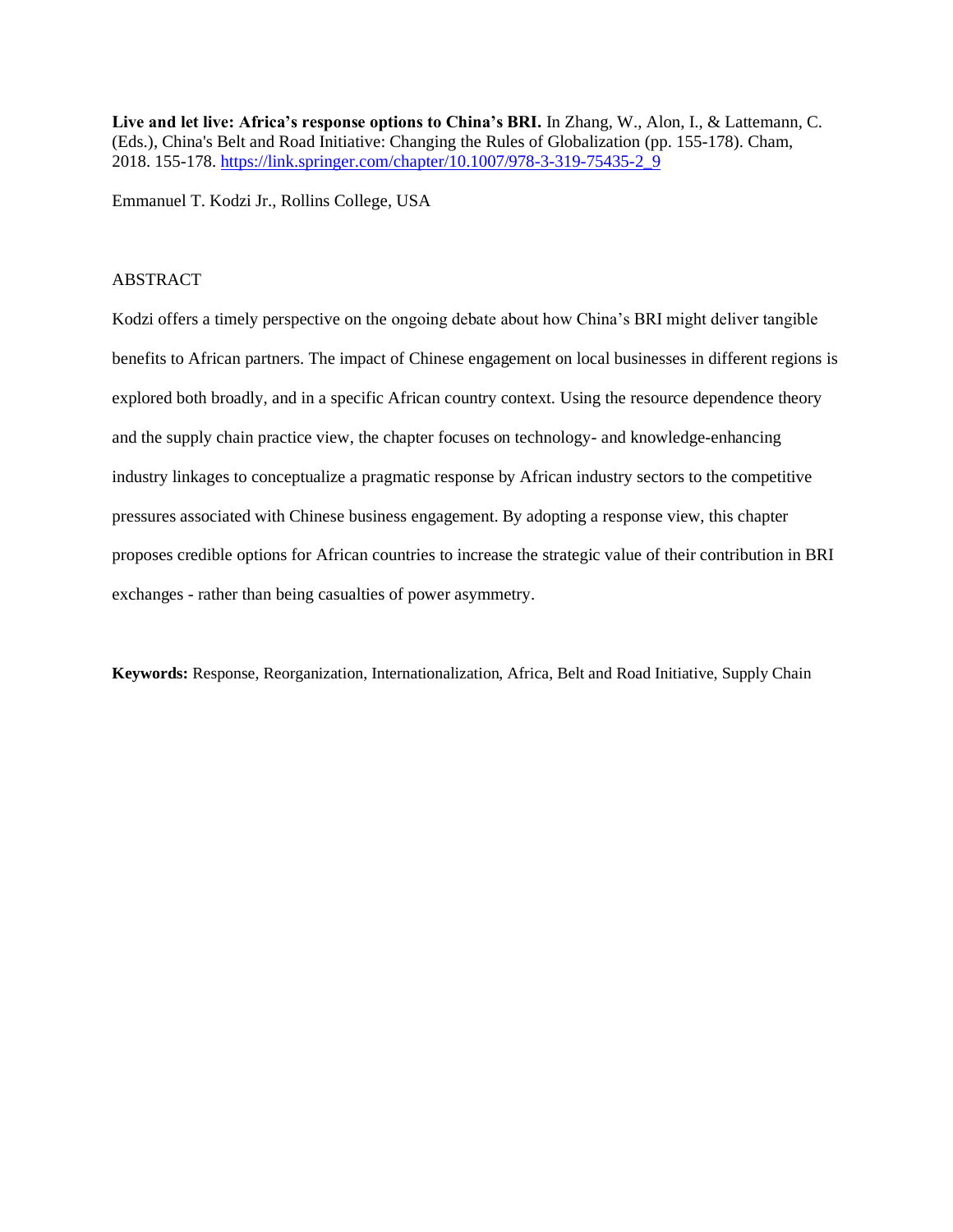**Live and let live: Africa's response options to China's BRI.** In Zhang, W., Alon, I., & Lattemann, C. (Eds.), China's Belt and Road Initiative: Changing the Rules of Globalization (pp. 155-178). Cham, 2018. 155-178. https://link.springer.com/chapter/10.1007/978-3-319-75435-2_9

Emmanuel T. Kodzi Jr., Rollins College, USA

ABSTRACT

Kodzi offers a timely perspective on the ongoing debate about how China's BRI might deliver tangible benefits to African partners. The impact of Chinese engagement on local businesses in different regions is explored both broadly, and in a specific African country context. Using the resource dependence theory and the supply chain practice view, the chapter focuses on technology- and knowledge-enhancing industry linkages to conceptualize a pragmatic response by African industry sectors to the competitive pressures associated with Chinese business engagement. By adopting a response view, this chapter proposes credible options for African countries to increase the strategic value of their contribution in BRI exchanges - rather than being casualties of power asymmetry.

**Keywords:** Response, Reorganization, Internationalization, Africa, Belt and Road Initiative, Supply Chain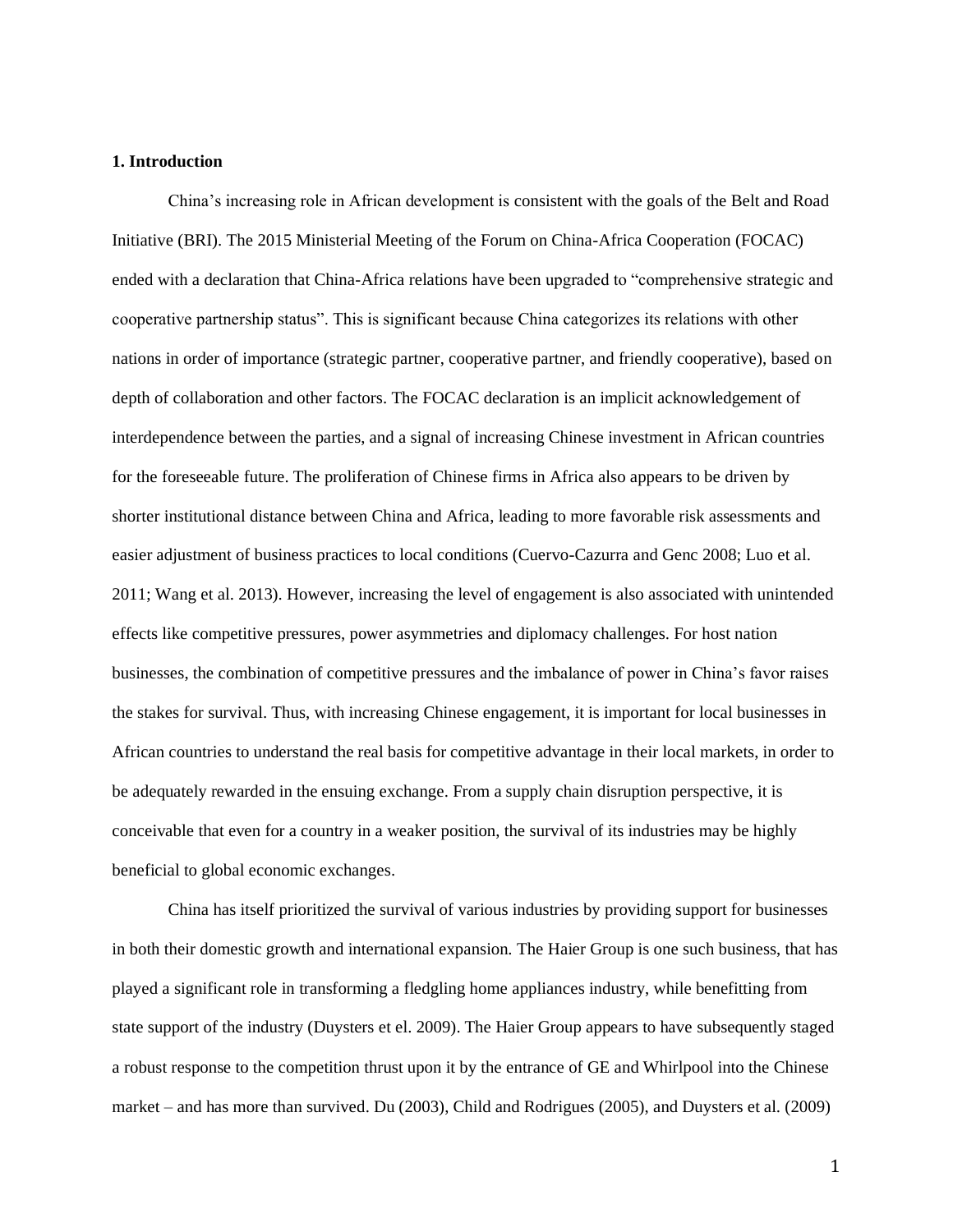**1. Introduction**

China's increasing role in African development is consistent with the goals of the Belt and Road Initiative (BRI). The 2015 Ministerial Meeting of the Forum on China-Africa Cooperation (FOCAC) ended with a declaration that China-Africa relations have been upgraded to "comprehensive strategic and cooperative partnership status". This is significant because China categorizes its relations with other nations in order of importance (strategic partner, cooperative partner, and friendly cooperative), based on depth of collaboration and other factors. The FOCAC declaration is an implicit acknowledgement of interdependence between the parties, and a signal of increasing Chinese investment in African countries for the foreseeable future. The proliferation of Chinese firms in Africa also appears to be driven by shorter institutional distance between China and Africa, leading to more favorable risk assessments and easier adjustment of business practices to local conditions (Cuervo-Cazurra and Genc 2008; Luo et al. 2011; Wang et al. 2013). However, increasing the level of engagement is also associated with unintended effects like competitive pressures, power asymmetries and diplomacy challenges. For host nation businesses, the combination of competitive pressures and the imbalance of power in China's favor raises the stakes for survival. Thus, with increasing Chinese engagement, it is important for local businesses in African countries to understand the real basis for competitive advantage in their local markets, in order to be adequately rewarded in the ensuing exchange. From a supply chain disruption perspective, it is conceivable that even for a country in a weaker position, the survival of its industries may be highly beneficial to global economic exchanges.

China has itself prioritized the survival of various industries by providing support for businesses in both their domestic growth and international expansion. The Haier Group is one such business, that has played a significant role in transforming a fledgling home appliances industry, while benefitting from state support of the industry (Duysters et el. 2009). The Haier Group appears to have subsequently staged a robust response to the competition thrust upon it by the entrance of GE and Whirlpool into the Chinese market – and has more than survived. Du (2003), Child and Rodrigues (2005), and Duysters et al. (2009)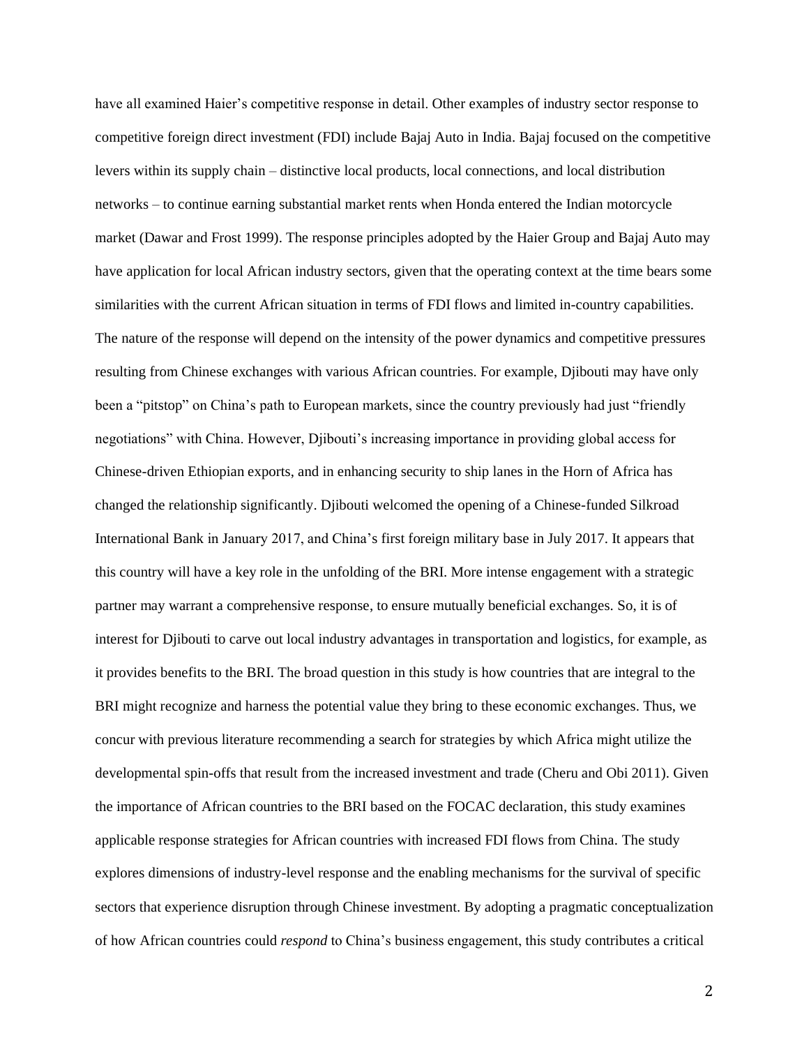have all examined Haier's competitive response in detail. Other examples of industry sector response to competitive foreign direct investment (FDI) include Bajaj Auto in India. Bajaj focused on the competitive levers within its supply chain – distinctive local products, local connections, and local distribution networks – to continue earning substantial market rents when Honda entered the Indian motorcycle market (Dawar and Frost 1999). The response principles adopted by the Haier Group and Bajaj Auto may have application for local African industry sectors, given that the operating context at the time bears some similarities with the current African situation in terms of FDI flows and limited in-country capabilities. The nature of the response will depend on the intensity of the power dynamics and competitive pressures resulting from Chinese exchanges with various African countries. For example, Djibouti may have only been a "pitstop" on China's path to European markets, since the country previously had just "friendly negotiations" with China. However, Djibouti's increasing importance in providing global access for Chinese-driven Ethiopian exports, and in enhancing security to ship lanes in the Horn of Africa has changed the relationship significantly. Djibouti welcomed the opening of a Chinese-funded Silkroad International Bank in January 2017, and China's first foreign military base in July 2017. It appears that this country will have a key role in the unfolding of the BRI. More intense engagement with a strategic partner may warrant a comprehensive response, to ensure mutually beneficial exchanges. So, it is of interest for Djibouti to carve out local industry advantages in transportation and logistics, for example, as it provides benefits to the BRI. The broad question in this study is how countries that are integral to the BRI might recognize and harness the potential value they bring to these economic exchanges. Thus, we concur with previous literature recommending a search for strategies by which Africa might utilize the developmental spin-offs that result from the increased investment and trade (Cheru and Obi 2011). Given the importance of African countries to the BRI based on the FOCAC declaration, this study examines applicable response strategies for African countries with increased FDI flows from China. The study explores dimensions of industry-level response and the enabling mechanisms for the survival of specific sectors that experience disruption through Chinese investment. By adopting a pragmatic conceptualization of how African countries could *respond* to China's business engagement, this study contributes a critical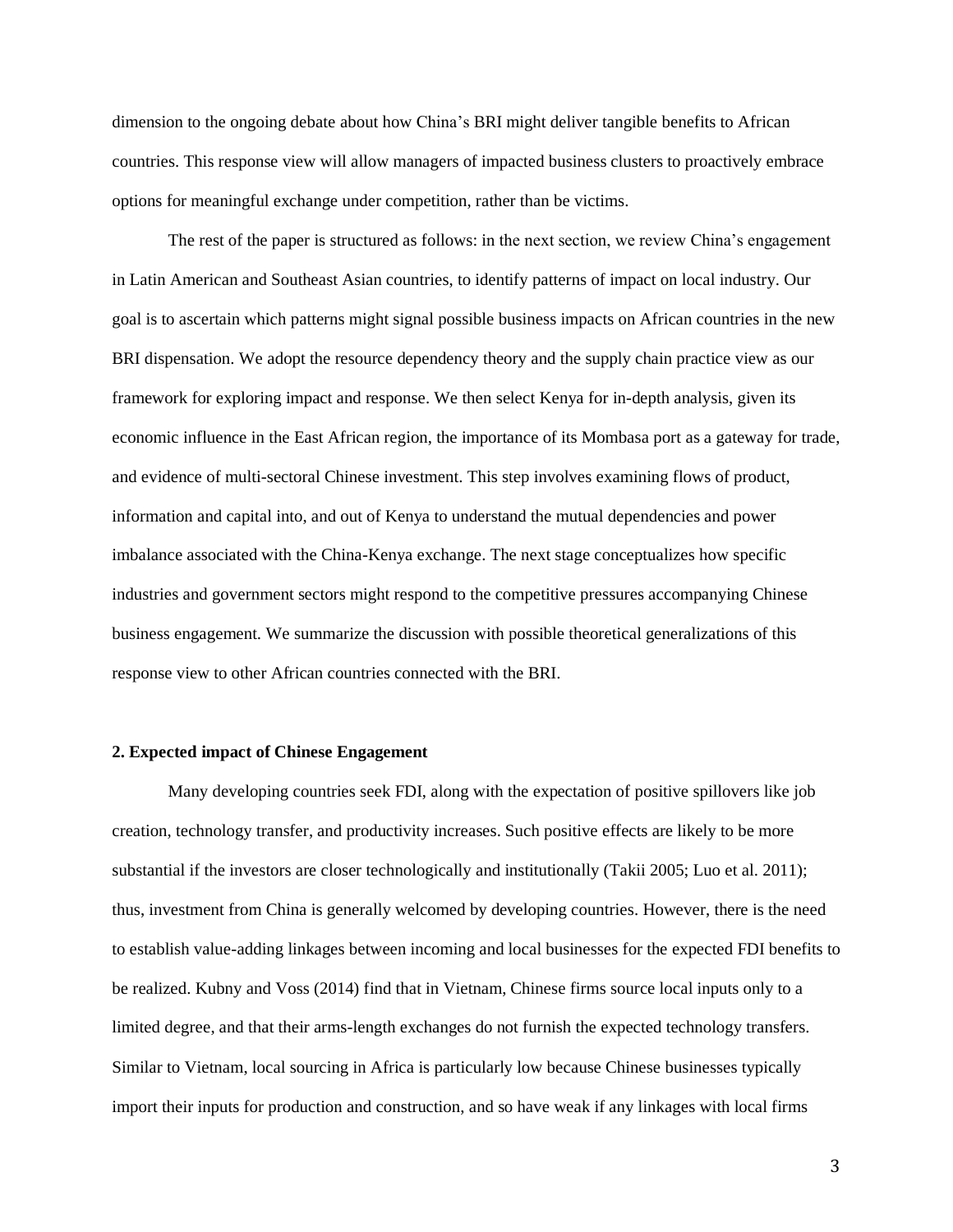dimension to the ongoing debate about how China's BRI might deliver tangible benefits to African countries. This response view will allow managers of impacted business clusters to proactively embrace options for meaningful exchange under competition, rather than be victims.

The rest of the paper is structured as follows: in the next section, we review China's engagement in Latin American and Southeast Asian countries, to identify patterns of impact on local industry. Our goal is to ascertain which patterns might signal possible business impacts on African countries in the new BRI dispensation. We adopt the resource dependency theory and the supply chain practice view as our framework for exploring impact and response. We then select Kenya for in-depth analysis, given its economic influence in the East African region, the importance of its Mombasa port as a gateway for trade, and evidence of multi-sectoral Chinese investment. This step involves examining flows of product, information and capital into, and out of Kenya to understand the mutual dependencies and power imbalance associated with the China-Kenya exchange. The next stage conceptualizes how specific industries and government sectors might respond to the competitive pressures accompanying Chinese business engagement. We summarize the discussion with possible theoretical generalizations of this response view to other African countries connected with the BRI.

## 2. Expected impact of Chinese Engagement

Many developing countries seek FDI, along with the expectation of positive spillovers like job creation, technology transfer, and productivity increases. Such positive effects are likely to be more substantial if the investors are closer technologically and institutionally (Takii 2005; Luo et al. 2011); thus, investment from China is generally welcomed by developing countries. However, there is the need to establish value-adding linkages between incoming and local businesses for the expected FDI benefits to be realized. Kubny and Voss (2014) find that in Vietnam, Chinese firms source local inputs only to a limited degree, and that their arms-length exchanges do not furnish the expected technology transfers. Similar to Vietnam, local sourcing in Africa is particularly low because Chinese businesses typically import their inputs for production and construction, and so have weak if any linkages with local firms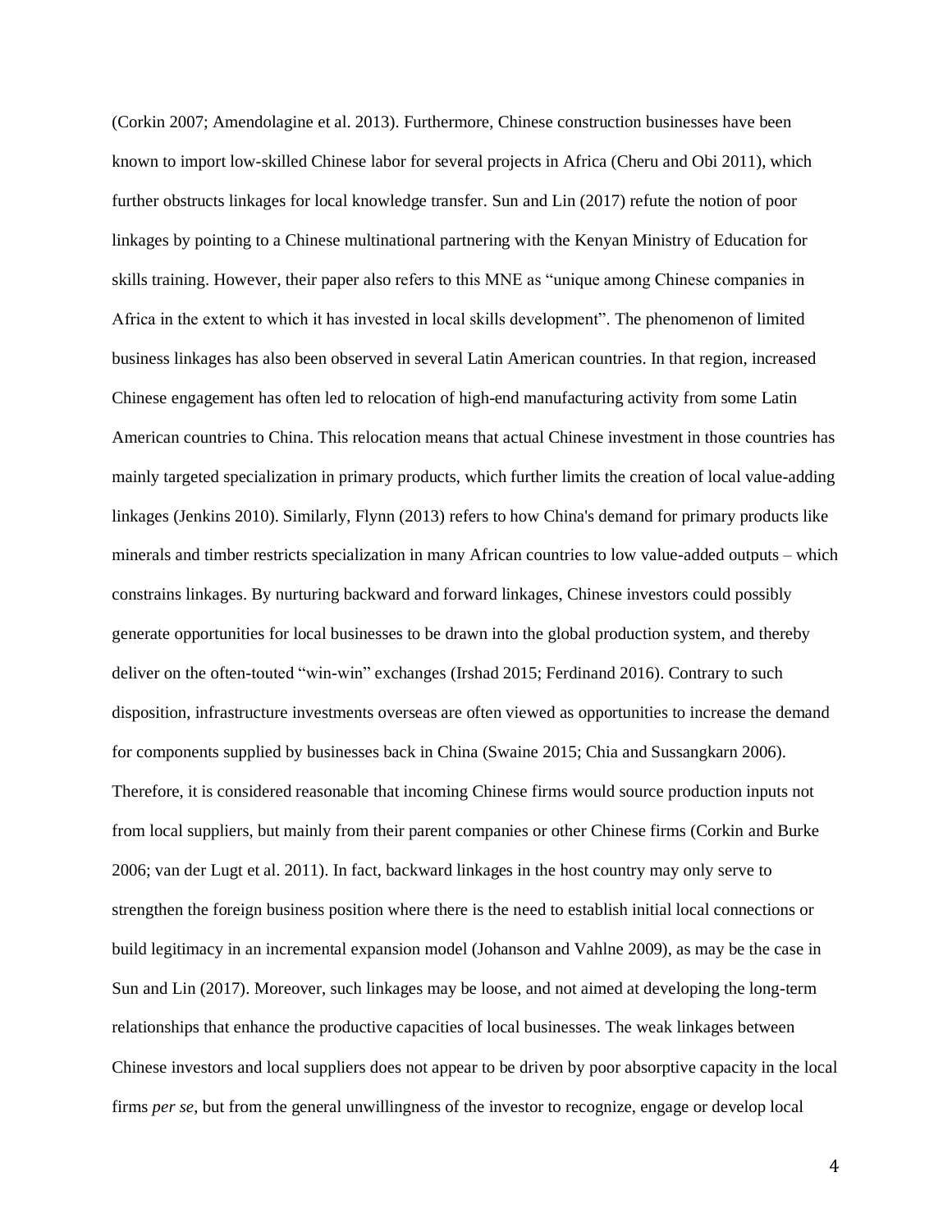(Corkin 2007; Amendolagine et al. 2013). Furthermore, Chinese construction businesses have been known to import low-skilled Chinese labor for several projects in Africa (Cheru and Obi 2011), which further obstructs linkages for local knowledge transfer. Sun and Lin (2017) refute the notion of poor linkages by pointing to a Chinese multinational partnering with the Kenyan Ministry of Education for skills training. However, their paper also refers to this MNE as "unique among Chinese companies in Africa in the extent to which it has invested in local skills development". The phenomenon of limited business linkages has also been observed in several Latin American countries. In that region, increased Chinese engagement has often led to relocation of high-end manufacturing activity from some Latin American countries to China. This relocation means that actual Chinese investment in those countries has mainly targeted specialization in primary products, which further limits the creation of local value-adding linkages (Jenkins 2010). Similarly, Flynn (2013) refers to how China's demand for primary products like minerals and timber restricts specialization in many African countries to low value-added outputs – which constrains linkages. By nurturing backward and forward linkages, Chinese investors could possibly generate opportunities for local businesses to be drawn into the global production system, and thereby deliver on the often-touted "win-win" exchanges (Irshad 2015; Ferdinand 2016). Contrary to such disposition, infrastructure investments overseas are often viewed as opportunities to increase the demand for components supplied by businesses back in China (Swaine 2015; Chia and Sussangkarn 2006). Therefore, it is considered reasonable that incoming Chinese firms would source production inputs not from local suppliers, but mainly from their parent companies or other Chinese firms (Corkin and Burke 2006; van der Lugt et al. 2011). In fact, backward linkages in the host country may only serve to strengthen the foreign business position where there is the need to establish initial local connections or build legitimacy in an incremental expansion model (Johanson and Vahlne 2009), as may be the case in Sun and Lin (2017). Moreover, such linkages may be loose, and not aimed at developing the long-term relationships that enhance the productive capacities of local businesses. The weak linkages between Chinese investors and local suppliers does not appear to be driven by poor absorptive capacity in the local firms *per se*, but from the general unwillingness of the investor to recognize, engage or develop local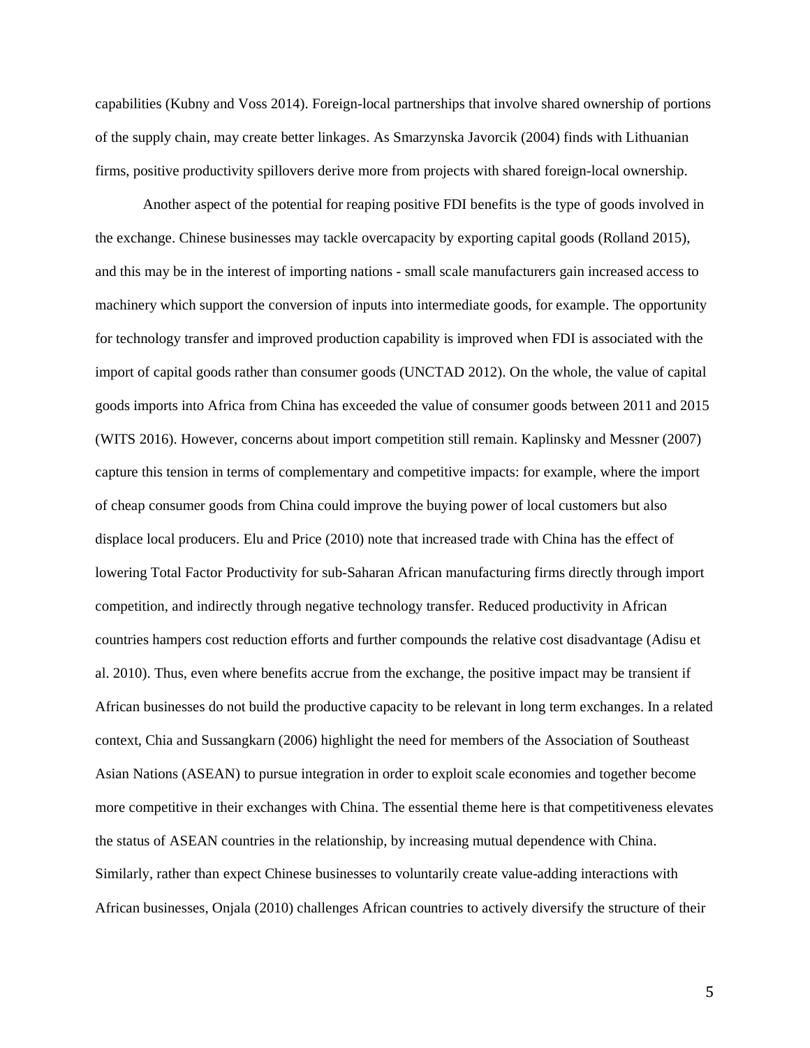capabilities (Kubny and Voss 2014). Foreign-local partnerships that involve shared ownership of portions of the supply chain, may create better linkages. As Smarzynska Javorcik (2004) finds with Lithuanian firms, positive productivity spillovers derive more from projects with shared foreign-local ownership.

Another aspect of the potential for reaping positive FDI benefits is the type of goods involved in the exchange. Chinese businesses may tackle overcapacity by exporting capital goods (Rolland 2015), and this may be in the interest of importing nations - small scale manufacturers gain increased access to machinery which support the conversion of inputs into intermediate goods, for example. The opportunity for technology transfer and improved production capability is improved when FDI is associated with the import of capital goods rather than consumer goods (UNCTAD 2012). On the whole, the value of capital goods imports into Africa from China has exceeded the value of consumer goods between 2011 and 2015 (WITS 2016). However, concerns about import competition still remain. Kaplinsky and Messner (2007) capture this tension in terms of complementary and competitive impacts: for example, where the import of cheap consumer goods from China could improve the buying power of local customers but also displace local producers. Elu and Price (2010) note that increased trade with China has the effect of lowering Total Factor Productivity for sub-Saharan African manufacturing firms directly through import competition, and indirectly through negative technology transfer. Reduced productivity in African countries hampers cost reduction efforts and further compounds the relative cost disadvantage (Adisu et al. 2010). Thus, even where benefits accrue from the exchange, the positive impact may be transient if African businesses do not build the productive capacity to be relevant in long term exchanges. In a related context, Chia and Sussangkarn (2006) highlight the need for members of the Association of Southeast Asian Nations (ASEAN) to pursue integration in order to exploit scale economies and together become more competitive in their exchanges with China. The essential theme here is that competitiveness elevates the status of ASEAN countries in the relationship, by increasing mutual dependence with China. Similarly, rather than expect Chinese businesses to voluntarily create value-adding interactions with African businesses, Onjala (2010) challenges African countries to actively diversify the structure of their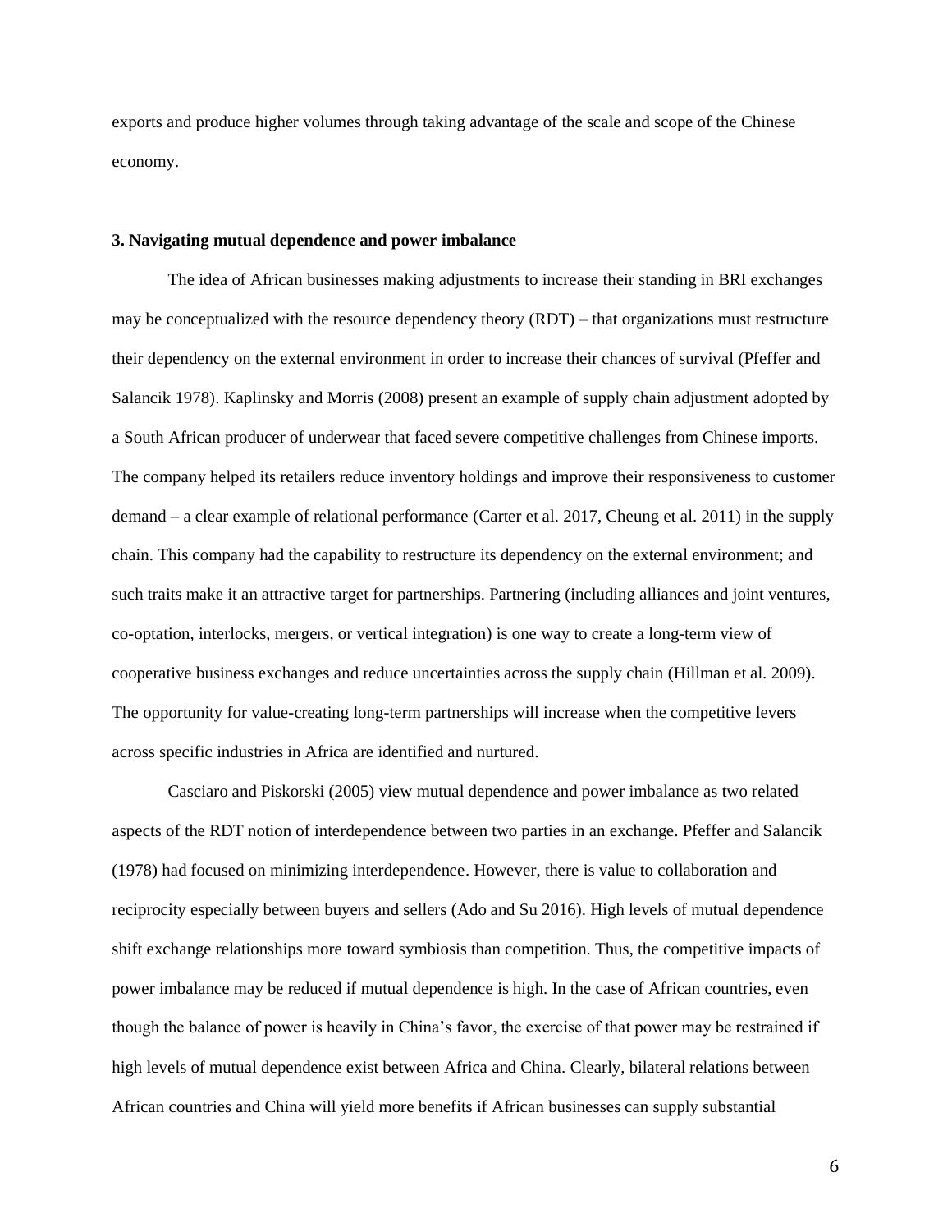exports and produce higher volumes through taking advantage of the scale and scope of the Chinese economy.

### 3. Navigating mutual dependence and power imbalance

The idea of African businesses making adjustments to increase their standing in BRI exchanges may be conceptualized with the resource dependency theory (RDT) – that organizations must restructure their dependency on the external environment in order to increase their chances of survival (Pfeffer and Salancik 1978). Kaplinsky and Morris (2008) present an example of supply chain adjustment adopted by a South African producer of underwear that faced severe competitive challenges from Chinese imports. The company helped its retailers reduce inventory holdings and improve their responsiveness to customer demand – a clear example of relational performance (Carter et al. 2017, Cheung et al. 2011) in the supply chain. This company had the capability to restructure its dependency on the external environment; and such traits make it an attractive target for partnerships. Partnering (including alliances and joint ventures, co-optation, interlocks, mergers, or vertical integration) is one way to create a long-term view of cooperative business exchanges and reduce uncertainties across the supply chain (Hillman et al. 2009). The opportunity for value-creating long-term partnerships will increase when the competitive levers across specific industries in Africa are identified and nurtured.

Casciaro and Piskorski (2005) view mutual dependence and power imbalance as two related aspects of the RDT notion of interdependence between two parties in an exchange. Pfeffer and Salancik (1978) had focused on minimizing interdependence. However, there is value to collaboration and reciprocity especially between buyers and sellers (Ado and Su 2016). High levels of mutual dependence shift exchange relationships more toward symbiosis than competition. Thus, the competitive impacts of power imbalance may be reduced if mutual dependence is high. In the case of African countries, even though the balance of power is heavily in China's favor, the exercise of that power may be restrained if high levels of mutual dependence exist between Africa and China. Clearly, bilateral relations between African countries and China will yield more benefits if African businesses can supply substantial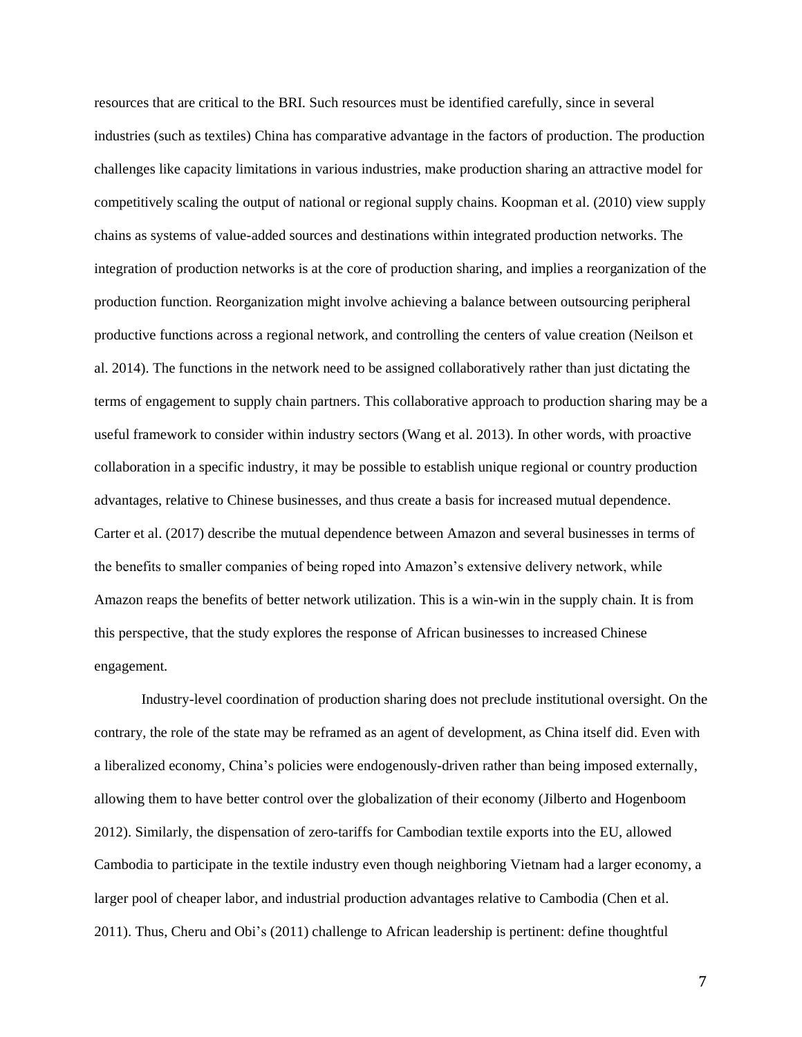resources that are critical to the BRI. Such resources must be identified carefully, since in several industries (such as textiles) China has comparative advantage in the factors of production. The production challenges like capacity limitations in various industries, make production sharing an attractive model for competitively scaling the output of national or regional supply chains. Koopman et al. (2010) view supply chains as systems of value-added sources and destinations within integrated production networks. The integration of production networks is at the core of production sharing, and implies a reorganization of the production function. Reorganization might involve achieving a balance between outsourcing peripheral productive functions across a regional network, and controlling the centers of value creation (Neilson et al. 2014). The functions in the network need to be assigned collaboratively rather than just dictating the terms of engagement to supply chain partners. This collaborative approach to production sharing may be a useful framework to consider within industry sectors (Wang et al. 2013). In other words, with proactive collaboration in a specific industry, it may be possible to establish unique regional or country production advantages, relative to Chinese businesses, and thus create a basis for increased mutual dependence. Carter et al. (2017) describe the mutual dependence between Amazon and several businesses in terms of the benefits to smaller companies of being roped into Amazon's extensive delivery network, while Amazon reaps the benefits of better network utilization. This is a win-win in the supply chain. It is from this perspective, that the study explores the response of African businesses to increased Chinese engagement.

Industry-level coordination of production sharing does not preclude institutional oversight. On the contrary, the role of the state may be reframed as an agent of development, as China itself did. Even with a liberalized economy, China's policies were endogenously-driven rather than being imposed externally, allowing them to have better control over the globalization of their economy (Jilberto and Hogenboom 2012). Similarly, the dispensation of zero-tariffs for Cambodian textile exports into the EU, allowed Cambodia to participate in the textile industry even though neighboring Vietnam had a larger economy, a larger pool of cheaper labor, and industrial production advantages relative to Cambodia (Chen et al. 2011). Thus, Cheru and Obi's (2011) challenge to African leadership is pertinent: define thoughtful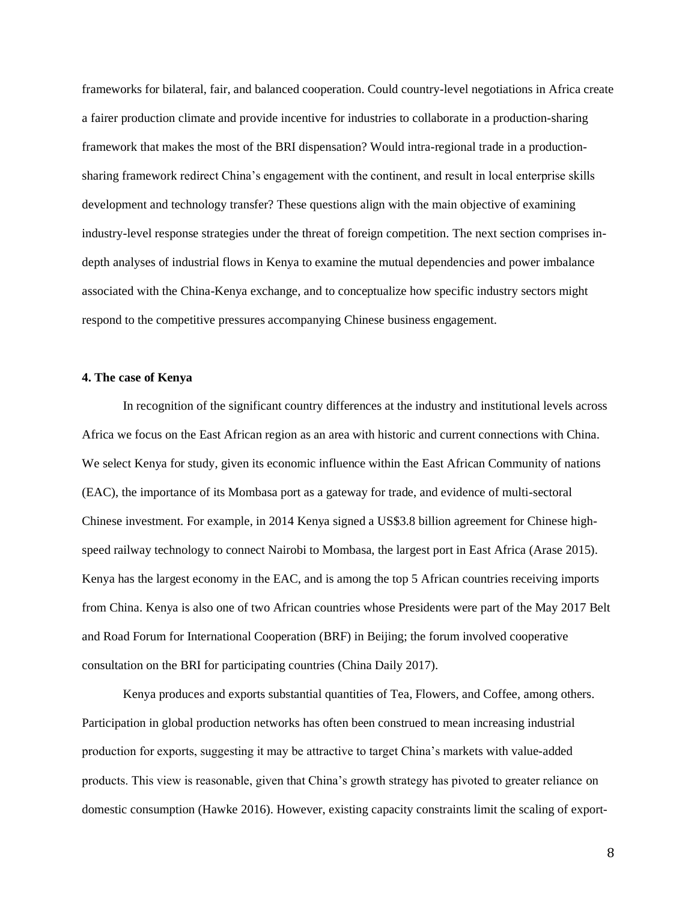frameworks for bilateral, fair, and balanced cooperation. Could country-level negotiations in Africa create a fairer production climate and provide incentive for industries to collaborate in a production-sharing framework that makes the most of the BRI dispensation? Would intra-regional trade in a production-sharing framework redirect China's engagement with the continent, and result in local enterprise skills development and technology transfer? These questions align with the main objective of examining industry-level response strategies under the threat of foreign competition. The next section comprises in-depth analyses of industrial flows in Kenya to examine the mutual dependencies and power imbalance associated with the China-Kenya exchange, and to conceptualize how specific industry sectors might respond to the competitive pressures accompanying Chinese business engagement.

## 4. The case of Kenya

In recognition of the significant country differences at the industry and institutional levels across Africa we focus on the East African region as an area with historic and current connections with China. We select Kenya for study, given its economic influence within the East African Community of nations (EAC), the importance of its Mombasa port as a gateway for trade, and evidence of multi-sectoral Chinese investment. For example, in 2014 Kenya signed a US$3.8 billion agreement for Chinese high-speed railway technology to connect Nairobi to Mombasa, the largest port in East Africa (Arase 2015). Kenya has the largest economy in the EAC, and is among the top 5 African countries receiving imports from China. Kenya is also one of two African countries whose Presidents were part of the May 2017 Belt and Road Forum for International Cooperation (BRF) in Beijing; the forum involved cooperative consultation on the BRI for participating countries (China Daily 2017).

Kenya produces and exports substantial quantities of Tea, Flowers, and Coffee, among others. Participation in global production networks has often been construed to mean increasing industrial production for exports, suggesting it may be attractive to target China's markets with value-added products. This view is reasonable, given that China's growth strategy has pivoted to greater reliance on domestic consumption (Hawke 2016). However, existing capacity constraints limit the scaling of export-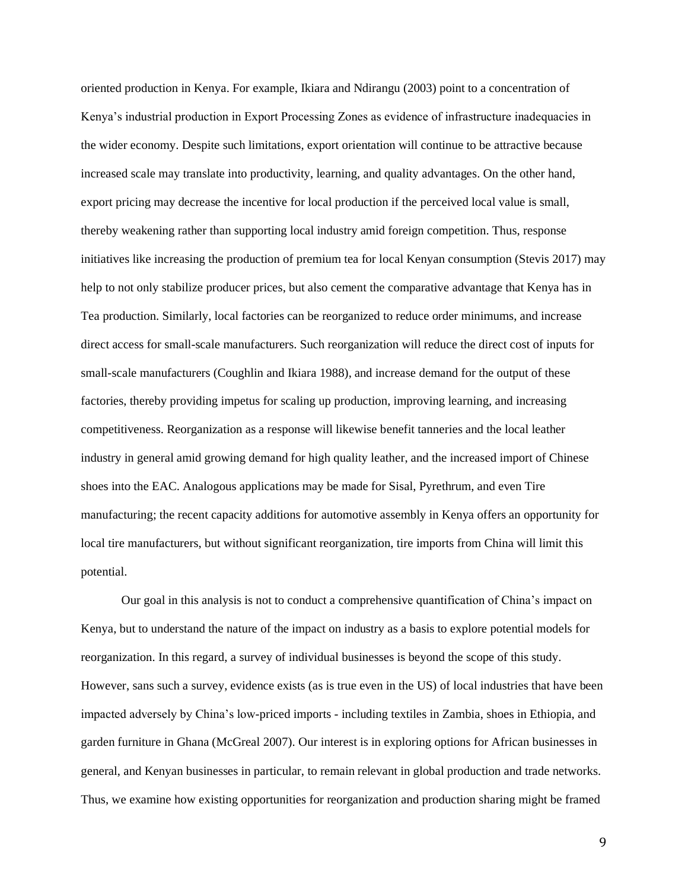oriented production in Kenya. For example, Ikiara and Ndirangu (2003) point to a concentration of Kenya's industrial production in Export Processing Zones as evidence of infrastructure inadequacies in the wider economy. Despite such limitations, export orientation will continue to be attractive because increased scale may translate into productivity, learning, and quality advantages. On the other hand, export pricing may decrease the incentive for local production if the perceived local value is small, thereby weakening rather than supporting local industry amid foreign competition. Thus, response initiatives like increasing the production of premium tea for local Kenyan consumption (Stevis 2017) may help to not only stabilize producer prices, but also cement the comparative advantage that Kenya has in Tea production. Similarly, local factories can be reorganized to reduce order minimums, and increase direct access for small-scale manufacturers. Such reorganization will reduce the direct cost of inputs for small-scale manufacturers (Coughlin and Ikiara 1988), and increase demand for the output of these factories, thereby providing impetus for scaling up production, improving learning, and increasing competitiveness. Reorganization as a response will likewise benefit tanneries and the local leather industry in general amid growing demand for high quality leather, and the increased import of Chinese shoes into the EAC. Analogous applications may be made for Sisal, Pyrethrum, and even Tire manufacturing; the recent capacity additions for automotive assembly in Kenya offers an opportunity for local tire manufacturers, but without significant reorganization, tire imports from China will limit this potential.

Our goal in this analysis is not to conduct a comprehensive quantification of China's impact on Kenya, but to understand the nature of the impact on industry as a basis to explore potential models for reorganization. In this regard, a survey of individual businesses is beyond the scope of this study. However, sans such a survey, evidence exists (as is true even in the US) of local industries that have been impacted adversely by China's low-priced imports - including textiles in Zambia, shoes in Ethiopia, and garden furniture in Ghana (McGreal 2007). Our interest is in exploring options for African businesses in general, and Kenyan businesses in particular, to remain relevant in global production and trade networks. Thus, we examine how existing opportunities for reorganization and production sharing might be framed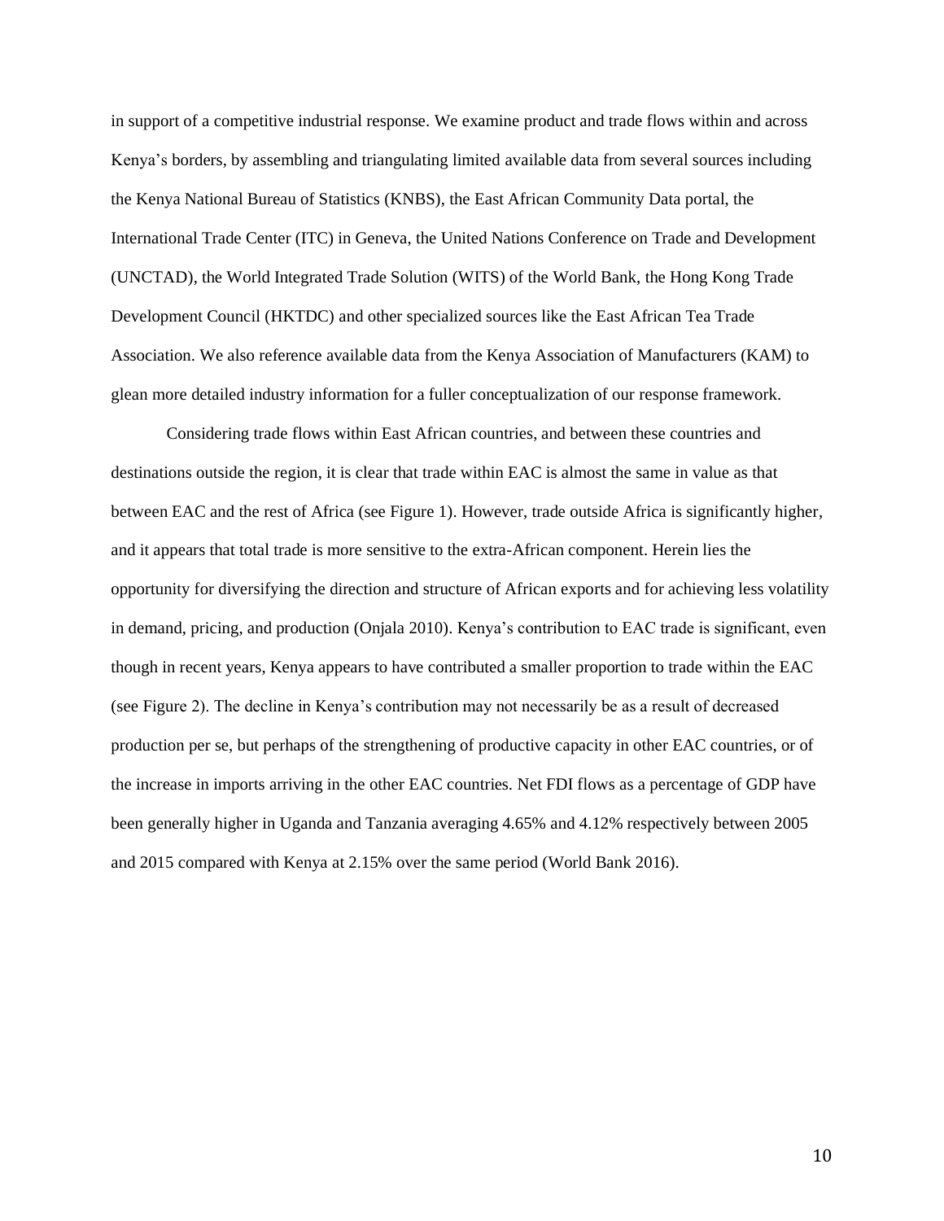in support of a competitive industrial response. We examine product and trade flows within and across Kenya's borders, by assembling and triangulating limited available data from several sources including the Kenya National Bureau of Statistics (KNBS), the East African Community Data portal, the International Trade Center (ITC) in Geneva, the United Nations Conference on Trade and Development (UNCTAD), the World Integrated Trade Solution (WITS) of the World Bank, the Hong Kong Trade Development Council (HKTDC) and other specialized sources like the East African Tea Trade Association. We also reference available data from the Kenya Association of Manufacturers (KAM) to glean more detailed industry information for a fuller conceptualization of our response framework.

Considering trade flows within East African countries, and between these countries and destinations outside the region, it is clear that trade within EAC is almost the same in value as that between EAC and the rest of Africa (see Figure 1). However, trade outside Africa is significantly higher, and it appears that total trade is more sensitive to the extra-African component. Herein lies the opportunity for diversifying the direction and structure of African exports and for achieving less volatility in demand, pricing, and production (Onjala 2010). Kenya's contribution to EAC trade is significant, even though in recent years, Kenya appears to have contributed a smaller proportion to trade within the EAC (see Figure 2). The decline in Kenya's contribution may not necessarily be as a result of decreased production per se, but perhaps of the strengthening of productive capacity in other EAC countries, or of the increase in imports arriving in the other EAC countries. Net FDI flows as a percentage of GDP have been generally higher in Uganda and Tanzania averaging 4.65% and 4.12% respectively between 2005 and 2015 compared with Kenya at 2.15% over the same period (World Bank 2016).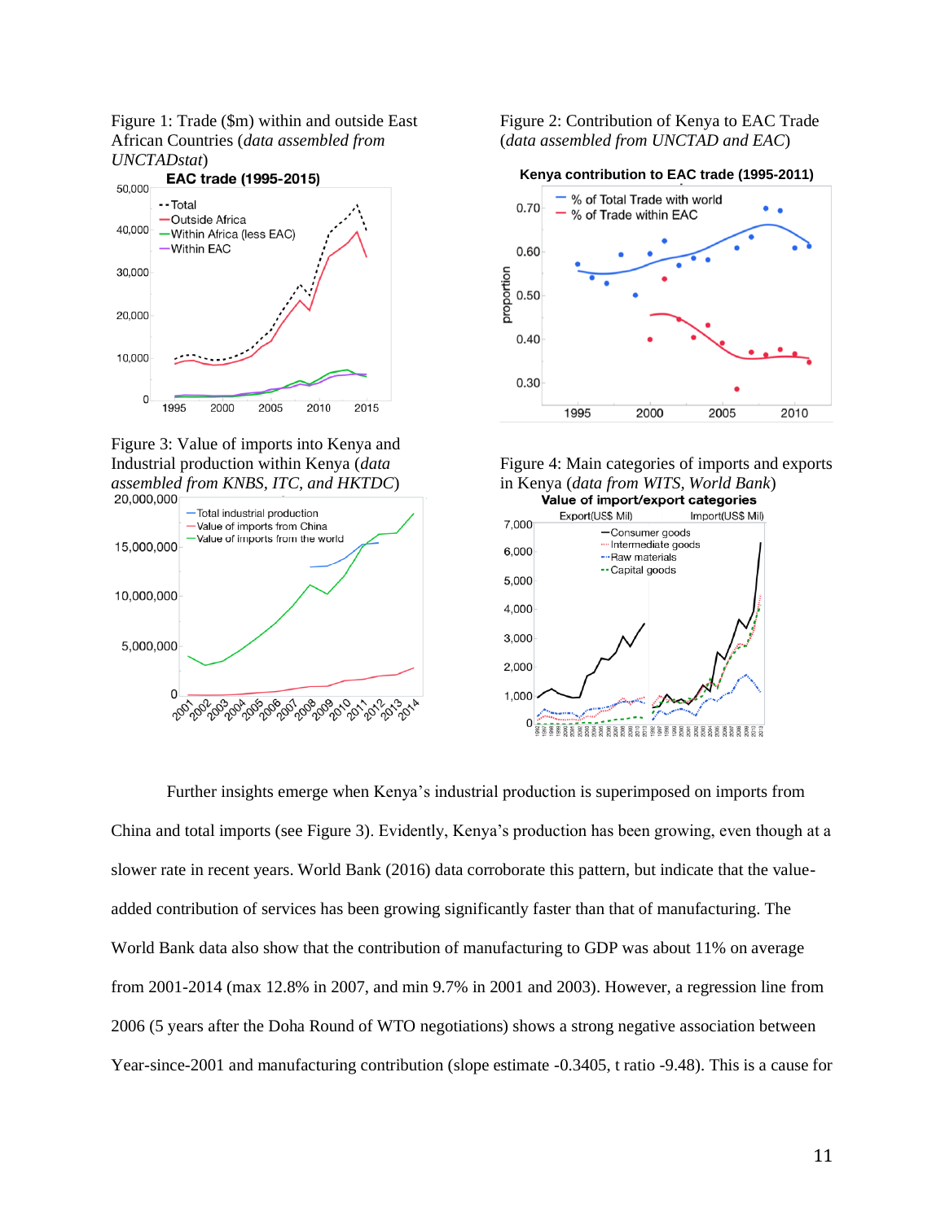Figure 1: Trade ($m) within and outside East African Countries (*data assembled from UNCTADstat*)

Figure 2: Contribution of Kenya to EAC Trade (*data assembled from UNCTAD and EAC*)

Figure 3: Value of imports into Kenya and Industrial production within Kenya (*data assembled from KNBS, ITC, and HKTDC*)

Figure 4: Main categories of imports and exports in Kenya (*data from WITS, World Bank*)

Further insights emerge when Kenya's industrial production is superimposed on imports from China and total imports (see Figure 3). Evidently, Kenya's production has been growing, even though at a slower rate in recent years. World Bank (2016) data corroborate this pattern, but indicate that the value-added contribution of services has been growing significantly faster than that of manufacturing. The World Bank data also show that the contribution of manufacturing to GDP was about 11% on average from 2001-2014 (max 12.8% in 2007, and min 9.7% in 2001 and 2003). However, a regression line from 2006 (5 years after the Doha Round of WTO negotiations) shows a strong negative association between Year-since-2001 and manufacturing contribution (slope estimate -0.3405, t ratio -9.48). This is a cause for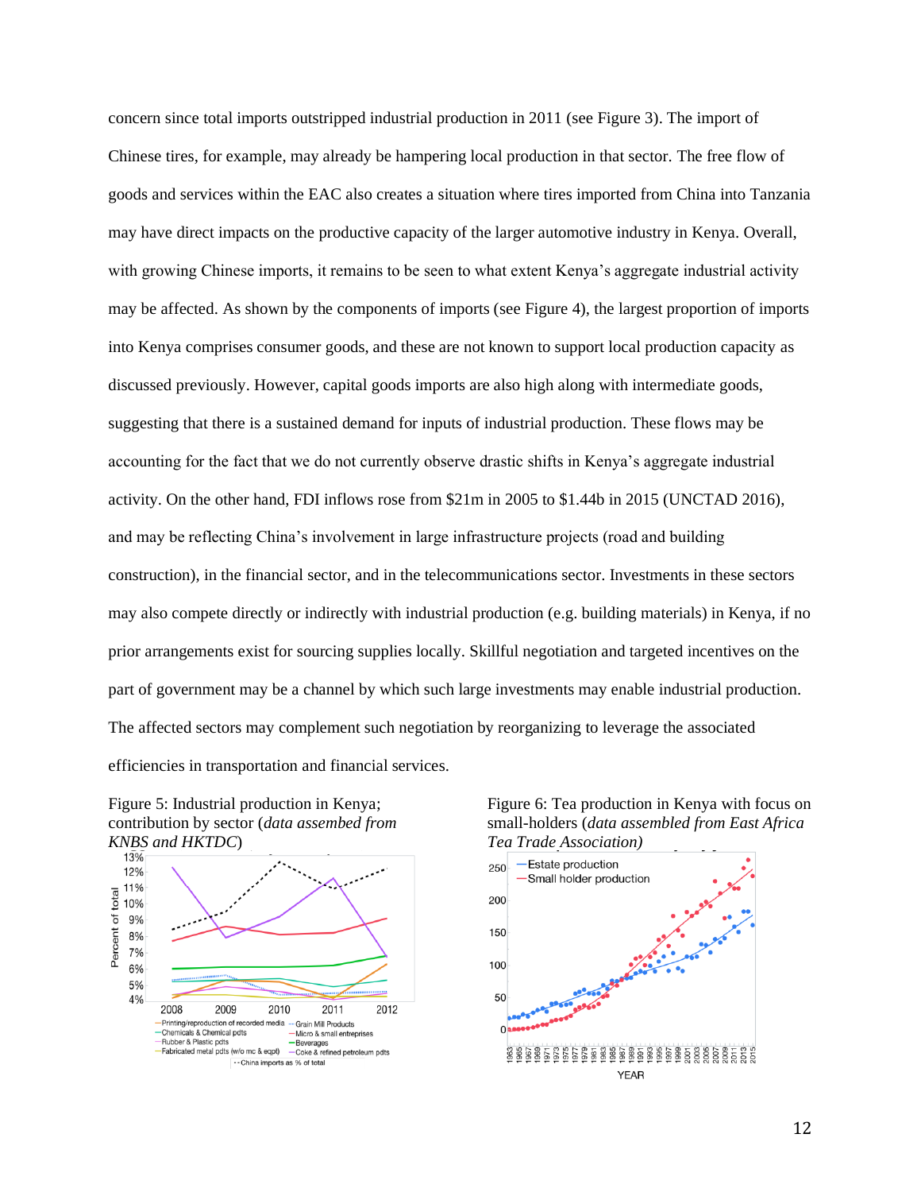concern since total imports outstripped industrial production in 2011 (see Figure 3). The import of Chinese tires, for example, may already be hampering local production in that sector. The free flow of goods and services within the EAC also creates a situation where tires imported from China into Tanzania may have direct impacts on the productive capacity of the larger automotive industry in Kenya. Overall, with growing Chinese imports, it remains to be seen to what extent Kenya's aggregate industrial activity may be affected. As shown by the components of imports (see Figure 4), the largest proportion of imports into Kenya comprises consumer goods, and these are not known to support local production capacity as discussed previously. However, capital goods imports are also high along with intermediate goods, suggesting that there is a sustained demand for inputs of industrial production. These flows may be accounting for the fact that we do not currently observe drastic shifts in Kenya's aggregate industrial activity. On the other hand, FDI inflows rose from \$21m in 2005 to \$1.44b in 2015 (UNCTAD 2016), and may be reflecting China's involvement in large infrastructure projects (road and building construction), in the financial sector, and in the telecommunications sector. Investments in these sectors may also compete directly or indirectly with industrial production (e.g. building materials) in Kenya, if no prior arrangements exist for sourcing supplies locally. Skillful negotiation and targeted incentives on the part of government may be a channel by which such large investments may enable industrial production. The affected sectors may complement such negotiation by reorganizing to leverage the associated efficiencies in transportation and financial services.

Figure 5: Industrial production in Kenya; contribution by sector (*data assembled from KNBS and HKTDC*)

Figure 6: Tea production in Kenya with focus on small-holders (*data assembled from East Africa Tea Trade Association*)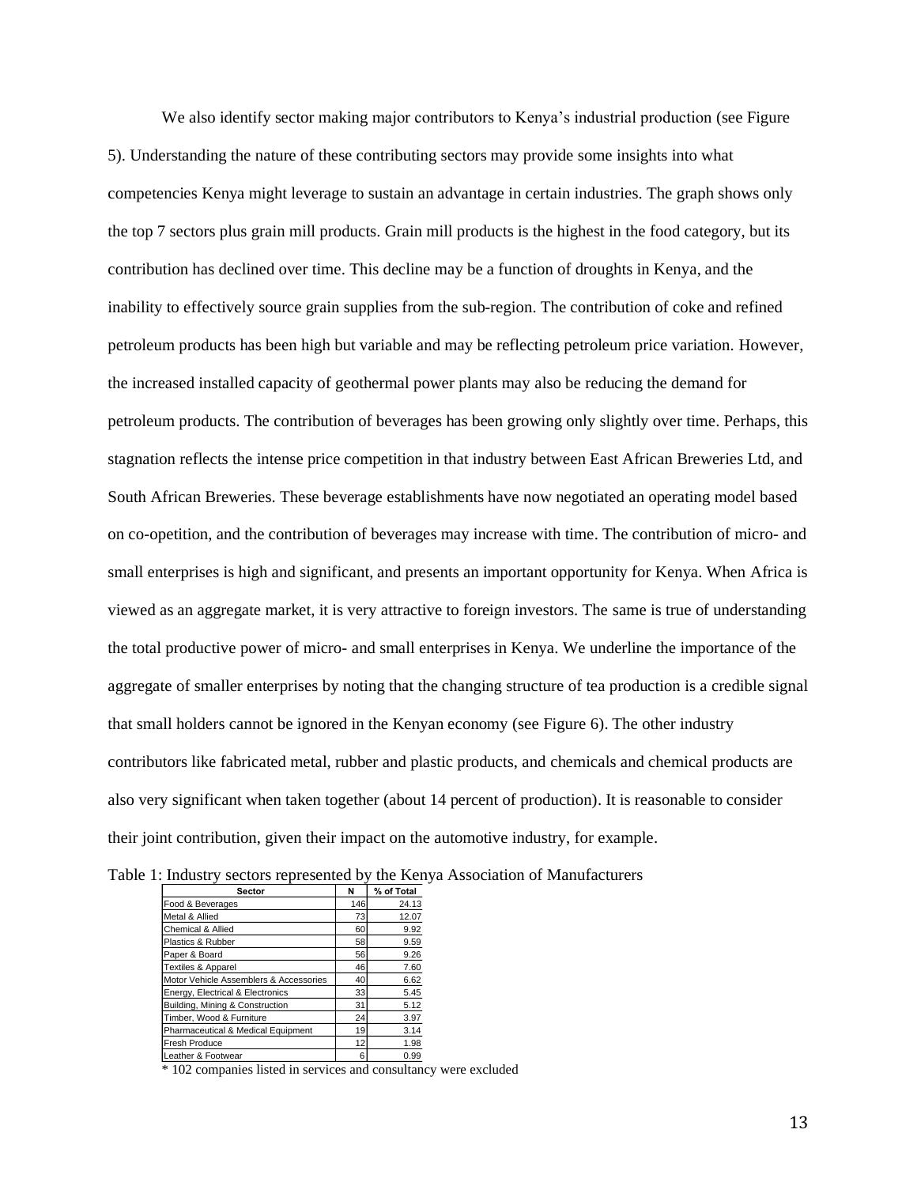We also identify sector making major contributors to Kenya's industrial production (see Figure 5). Understanding the nature of these contributing sectors may provide some insights into what competencies Kenya might leverage to sustain an advantage in certain industries. The graph shows only the top 7 sectors plus grain mill products. Grain mill products is the highest in the food category, but its contribution has declined over time. This decline may be a function of droughts in Kenya, and the inability to effectively source grain supplies from the sub-region. The contribution of coke and refined petroleum products has been high but variable and may be reflecting petroleum price variation. However, the increased installed capacity of geothermal power plants may also be reducing the demand for petroleum products. The contribution of beverages has been growing only slightly over time. Perhaps, this stagnation reflects the intense price competition in that industry between East African Breweries Ltd, and South African Breweries. These beverage establishments have now negotiated an operating model based on co-opetition, and the contribution of beverages may increase with time. The contribution of micro- and small enterprises is high and significant, and presents an important opportunity for Kenya. When Africa is viewed as an aggregate market, it is very attractive to foreign investors. The same is true of understanding the total productive power of micro- and small enterprises in Kenya. We underline the importance of the aggregate of smaller enterprises by noting that the changing structure of tea production is a credible signal that small holders cannot be ignored in the Kenyan economy (see Figure 6). The other industry contributors like fabricated metal, rubber and plastic products, and chemicals and chemical products are also very significant when taken together (about 14 percent of production). It is reasonable to consider their joint contribution, given their impact on the automotive industry, for example.

Table 1: Industry sectors represented by the Kenya Association of Manufacturers

| Sector | N | % of Total |
|---|---|---|
| Food & Beverages | 146 | 24.13 |
| Metal & Allied | 73 | 12.07 |
| Chemical & Allied | 60 | 9.92 |
| Plastics & Rubber | 58 | 9.59 |
| Paper & Board | 56 | 9.26 |
| Textiles & Apparel | 46 | 7.60 |
| Motor Vehicle Assemblers & Accessories | 40 | 6.62 |
| Energy, Electrical & Electronics | 33 | 5.45 |
| Building, Mining & Construction | 31 | 5.12 |
| Timber, Wood & Furniture | 24 | 3.97 |
| Pharmaceutical & Medical Equipment | 19 | 3.14 |
| Fresh Produce | 12 | 1.98 |
| Leather & Footwear | 6 | 0.99 |

* 102 companies listed in services and consultancy were excluded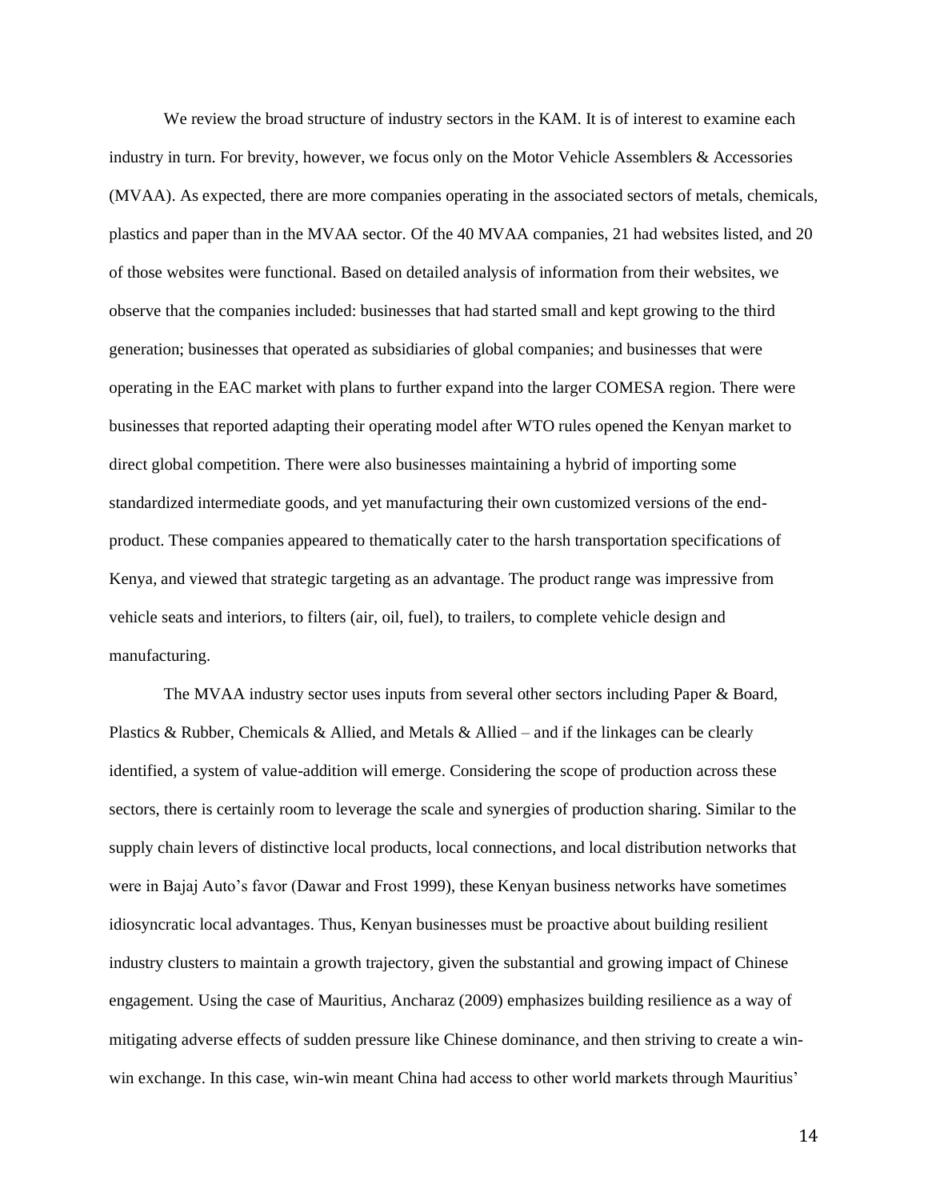We review the broad structure of industry sectors in the KAM. It is of interest to examine each industry in turn. For brevity, however, we focus only on the Motor Vehicle Assemblers & Accessories (MVAA). As expected, there are more companies operating in the associated sectors of metals, chemicals, plastics and paper than in the MVAA sector. Of the 40 MVAA companies, 21 had websites listed, and 20 of those websites were functional. Based on detailed analysis of information from their websites, we observe that the companies included: businesses that had started small and kept growing to the third generation; businesses that operated as subsidiaries of global companies; and businesses that were operating in the EAC market with plans to further expand into the larger COMESA region. There were businesses that reported adapting their operating model after WTO rules opened the Kenyan market to direct global competition. There were also businesses maintaining a hybrid of importing some standardized intermediate goods, and yet manufacturing their own customized versions of the end-product. These companies appeared to thematically cater to the harsh transportation specifications of Kenya, and viewed that strategic targeting as an advantage. The product range was impressive from vehicle seats and interiors, to filters (air, oil, fuel), to trailers, to complete vehicle design and manufacturing.

The MVAA industry sector uses inputs from several other sectors including Paper & Board, Plastics & Rubber, Chemicals & Allied, and Metals & Allied – and if the linkages can be clearly identified, a system of value-addition will emerge. Considering the scope of production across these sectors, there is certainly room to leverage the scale and synergies of production sharing. Similar to the supply chain levers of distinctive local products, local connections, and local distribution networks that were in Bajaj Auto's favor (Dawar and Frost 1999), these Kenyan business networks have sometimes idiosyncratic local advantages. Thus, Kenyan businesses must be proactive about building resilient industry clusters to maintain a growth trajectory, given the substantial and growing impact of Chinese engagement. Using the case of Mauritius, Ancharaz (2009) emphasizes building resilience as a way of mitigating adverse effects of sudden pressure like Chinese dominance, and then striving to create a win-win exchange. In this case, win-win meant China had access to other world markets through Mauritius'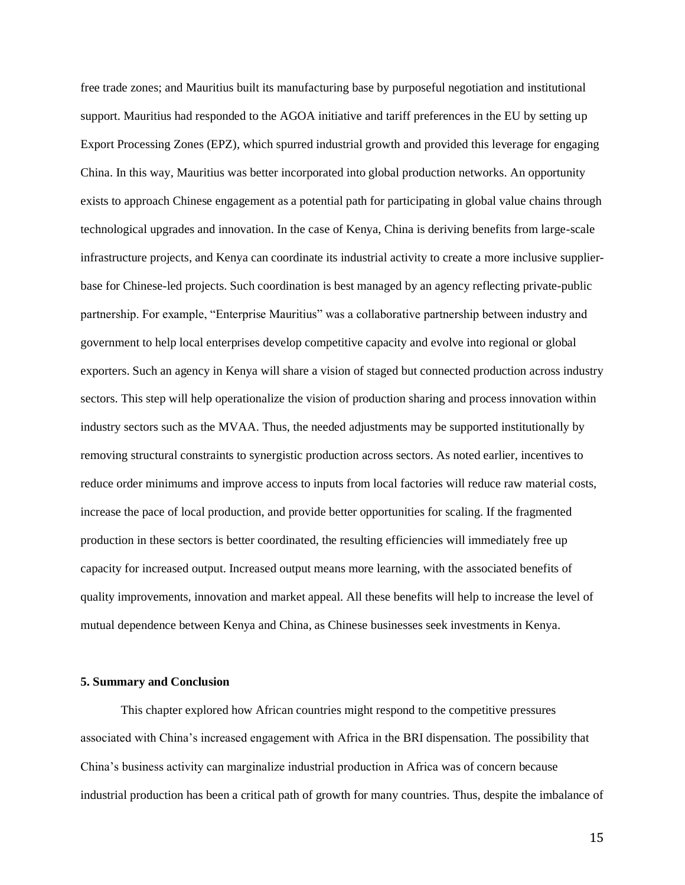free trade zones; and Mauritius built its manufacturing base by purposeful negotiation and institutional support. Mauritius had responded to the AGOA initiative and tariff preferences in the EU by setting up Export Processing Zones (EPZ), which spurred industrial growth and provided this leverage for engaging China. In this way, Mauritius was better incorporated into global production networks. An opportunity exists to approach Chinese engagement as a potential path for participating in global value chains through technological upgrades and innovation. In the case of Kenya, China is deriving benefits from large-scale infrastructure projects, and Kenya can coordinate its industrial activity to create a more inclusive supplier-base for Chinese-led projects. Such coordination is best managed by an agency reflecting private-public partnership. For example, "Enterprise Mauritius" was a collaborative partnership between industry and government to help local enterprises develop competitive capacity and evolve into regional or global exporters. Such an agency in Kenya will share a vision of staged but connected production across industry sectors. This step will help operationalize the vision of production sharing and process innovation within industry sectors such as the MVAA. Thus, the needed adjustments may be supported institutionally by removing structural constraints to synergistic production across sectors. As noted earlier, incentives to reduce order minimums and improve access to inputs from local factories will reduce raw material costs, increase the pace of local production, and provide better opportunities for scaling. If the fragmented production in these sectors is better coordinated, the resulting efficiencies will immediately free up capacity for increased output. Increased output means more learning, with the associated benefits of quality improvements, innovation and market appeal. All these benefits will help to increase the level of mutual dependence between Kenya and China, as Chinese businesses seek investments in Kenya.

## 5. Summary and Conclusion

This chapter explored how African countries might respond to the competitive pressures associated with China's increased engagement with Africa in the BRI dispensation. The possibility that China's business activity can marginalize industrial production in Africa was of concern because industrial production has been a critical path of growth for many countries. Thus, despite the imbalance of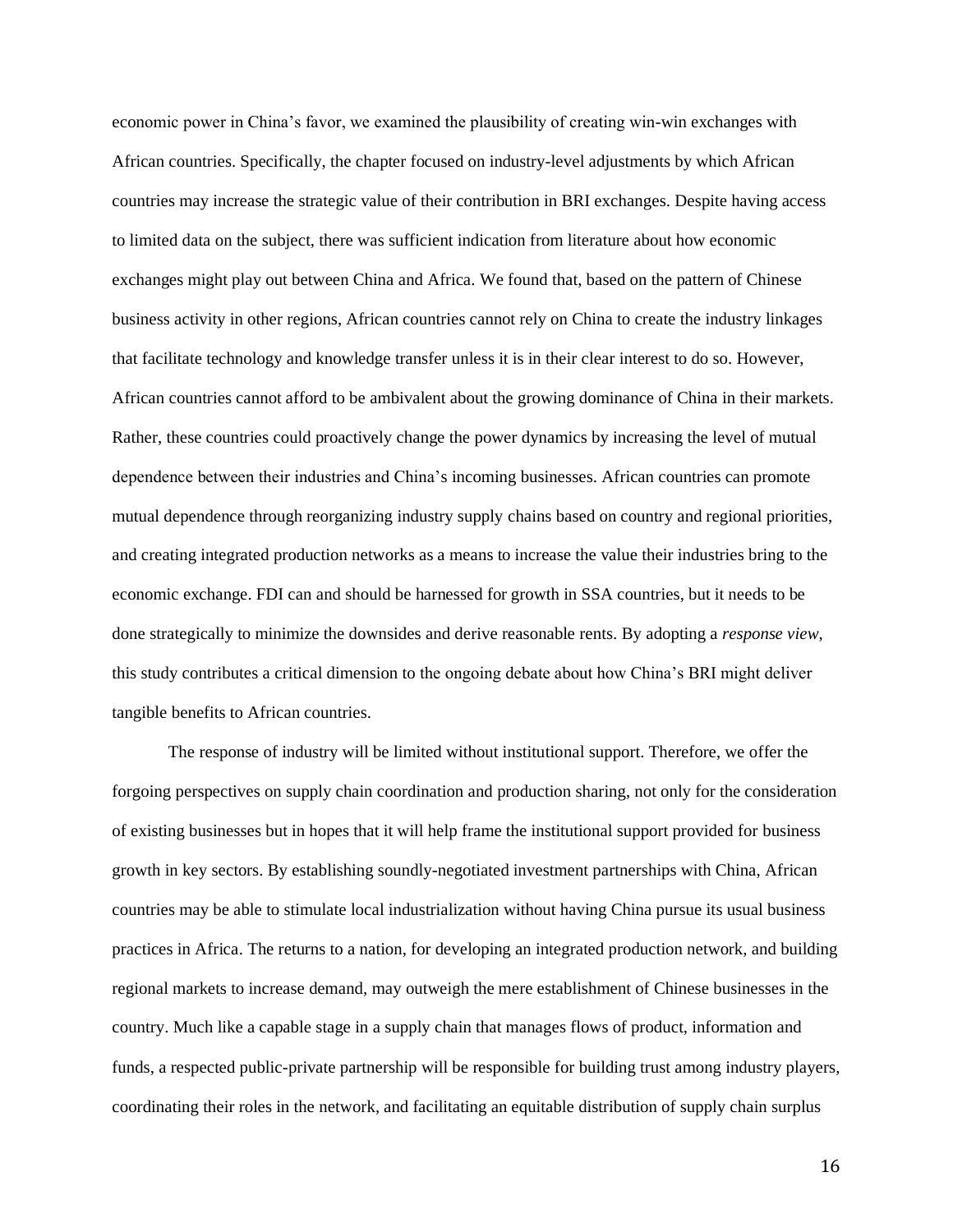economic power in China's favor, we examined the plausibility of creating win-win exchanges with African countries. Specifically, the chapter focused on industry-level adjustments by which African countries may increase the strategic value of their contribution in BRI exchanges. Despite having access to limited data on the subject, there was sufficient indication from literature about how economic exchanges might play out between China and Africa. We found that, based on the pattern of Chinese business activity in other regions, African countries cannot rely on China to create the industry linkages that facilitate technology and knowledge transfer unless it is in their clear interest to do so. However, African countries cannot afford to be ambivalent about the growing dominance of China in their markets. Rather, these countries could proactively change the power dynamics by increasing the level of mutual dependence between their industries and China's incoming businesses. African countries can promote mutual dependence through reorganizing industry supply chains based on country and regional priorities, and creating integrated production networks as a means to increase the value their industries bring to the economic exchange. FDI can and should be harnessed for growth in SSA countries, but it needs to be done strategically to minimize the downsides and derive reasonable rents. By adopting a *response view*, this study contributes a critical dimension to the ongoing debate about how China's BRI might deliver tangible benefits to African countries.

The response of industry will be limited without institutional support. Therefore, we offer the forgoing perspectives on supply chain coordination and production sharing, not only for the consideration of existing businesses but in hopes that it will help frame the institutional support provided for business growth in key sectors. By establishing soundly-negotiated investment partnerships with China, African countries may be able to stimulate local industrialization without having China pursue its usual business practices in Africa. The returns to a nation, for developing an integrated production network, and building regional markets to increase demand, may outweigh the mere establishment of Chinese businesses in the country. Much like a capable stage in a supply chain that manages flows of product, information and funds, a respected public-private partnership will be responsible for building trust among industry players, coordinating their roles in the network, and facilitating an equitable distribution of supply chain surplus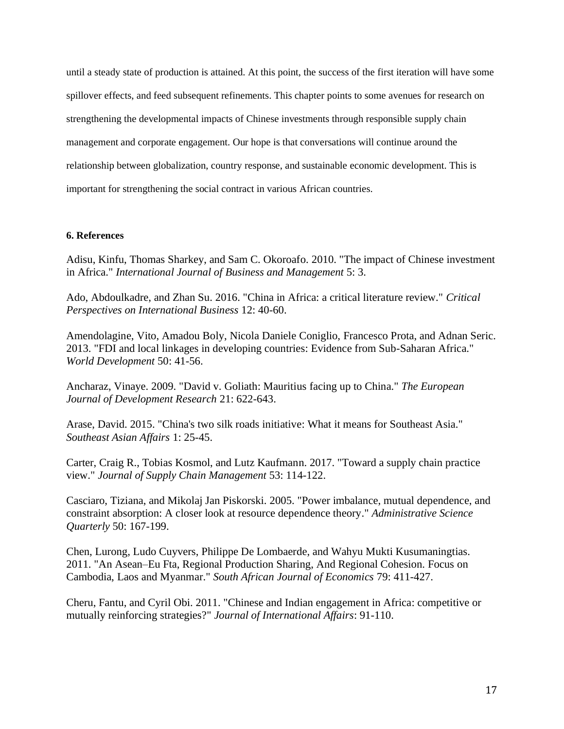until a steady state of production is attained. At this point, the success of the first iteration will have some spillover effects, and feed subsequent refinements. This chapter points to some avenues for research on strengthening the developmental impacts of Chinese investments through responsible supply chain management and corporate engagement. Our hope is that conversations will continue around the relationship between globalization, country response, and sustainable economic development. This is important for strengthening the social contract in various African countries.

### 6. References

Adisu, Kinfu, Thomas Sharkey, and Sam C. Okoroafo. 2010. "The impact of Chinese investment in Africa." *International Journal of Business and Management* 5: 3.

Ado, Abdoulkadre, and Zhan Su. 2016. "China in Africa: a critical literature review." *Critical Perspectives on International Business* 12: 40-60.

Amendolagine, Vito, Amadou Boly, Nicola Daniele Coniglio, Francesco Prota, and Adnan Seric. 2013. "FDI and local linkages in developing countries: Evidence from Sub-Saharan Africa." *World Development* 50: 41-56.

Ancharaz, Vinaye. 2009. "David v. Goliath: Mauritius facing up to China." *The European Journal of Development Research* 21: 622-643.

Arase, David. 2015. "China's two silk roads initiative: What it means for Southeast Asia." *Southeast Asian Affairs* 1: 25-45.

Carter, Craig R., Tobias Kosmol, and Lutz Kaufmann. 2017. "Toward a supply chain practice view." *Journal of Supply Chain Management* 53: 114-122.

Casciaro, Tiziana, and Mikolaj Jan Piskorski. 2005. "Power imbalance, mutual dependence, and constraint absorption: A closer look at resource dependence theory." *Administrative Science Quarterly* 50: 167-199.

Chen, Lurong, Ludo Cuyvers, Philippe De Lombaerde, and Wahyu Mukti Kusumaningtias. 2011. "An Asean–Eu Fta, Regional Production Sharing, And Regional Cohesion. Focus on Cambodia, Laos and Myanmar." *South African Journal of Economics* 79: 411-427.

Cheru, Fantu, and Cyril Obi. 2011. "Chinese and Indian engagement in Africa: competitive or mutually reinforcing strategies?" *Journal of International Affairs*: 91-110.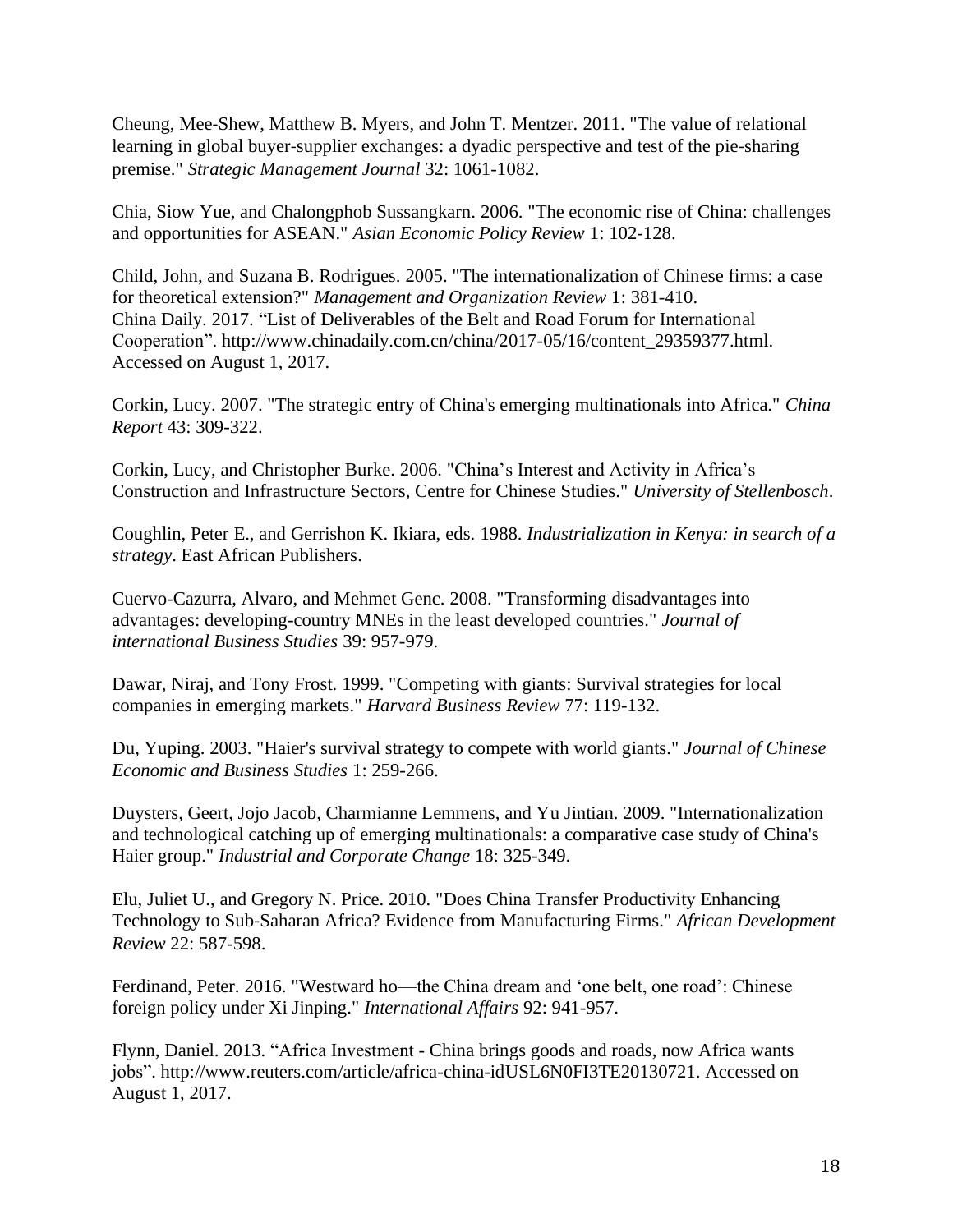Cheung, Mee-Shew, Matthew B. Myers, and John T. Mentzer. 2011. "The value of relational learning in global buyer-supplier exchanges: a dyadic perspective and test of the pie-sharing premise." *Strategic Management Journal* 32: 1061-1082.

Chia, Siow Yue, and Chalongphob Sussangkarn. 2006. "The economic rise of China: challenges and opportunities for ASEAN." *Asian Economic Policy Review* 1: 102-128.

Child, John, and Suzana B. Rodrigues. 2005. "The internationalization of Chinese firms: a case for theoretical extension?" *Management and Organization Review* 1: 381-410.
China Daily. 2017. "List of Deliverables of the Belt and Road Forum for International Cooperation". http://www.chinadaily.com.cn/china/2017-05/16/content_29359377.html. Accessed on August 1, 2017.

Corkin, Lucy. 2007. "The strategic entry of China's emerging multinationals into Africa." *China Report* 43: 309-322.

Corkin, Lucy, and Christopher Burke. 2006. "China's Interest and Activity in Africa's Construction and Infrastructure Sectors, Centre for Chinese Studies." *University of Stellenbosch*.

Coughlin, Peter E., and Gerrishon K. Ikiara, eds. 1988. *Industrialization in Kenya: in search of a strategy*. East African Publishers.

Cuervo-Cazurra, Alvaro, and Mehmet Genc. 2008. "Transforming disadvantages into advantages: developing-country MNEs in the least developed countries." *Journal of international Business Studies* 39: 957-979.

Dawar, Niraj, and Tony Frost. 1999. "Competing with giants: Survival strategies for local companies in emerging markets." *Harvard Business Review* 77: 119-132.

Du, Yuping. 2003. "Haier's survival strategy to compete with world giants." *Journal of Chinese Economic and Business Studies* 1: 259-266.

Duysters, Geert, Jojo Jacob, Charmianne Lemmens, and Yu Jintian. 2009. "Internationalization and technological catching up of emerging multinationals: a comparative case study of China's Haier group." *Industrial and Corporate Change* 18: 325-349.

Elu, Juliet U., and Gregory N. Price. 2010. "Does China Transfer Productivity Enhancing Technology to Sub-Saharan Africa? Evidence from Manufacturing Firms." *African Development Review* 22: 587-598.

Ferdinand, Peter. 2016. "Westward ho—the China dream and 'one belt, one road': Chinese foreign policy under Xi Jinping." *International Affairs* 92: 941-957.

Flynn, Daniel. 2013. "Africa Investment - China brings goods and roads, now Africa wants jobs". http://www.reuters.com/article/africa-china-idUSL6N0FI3TE20130721. Accessed on August 1, 2017.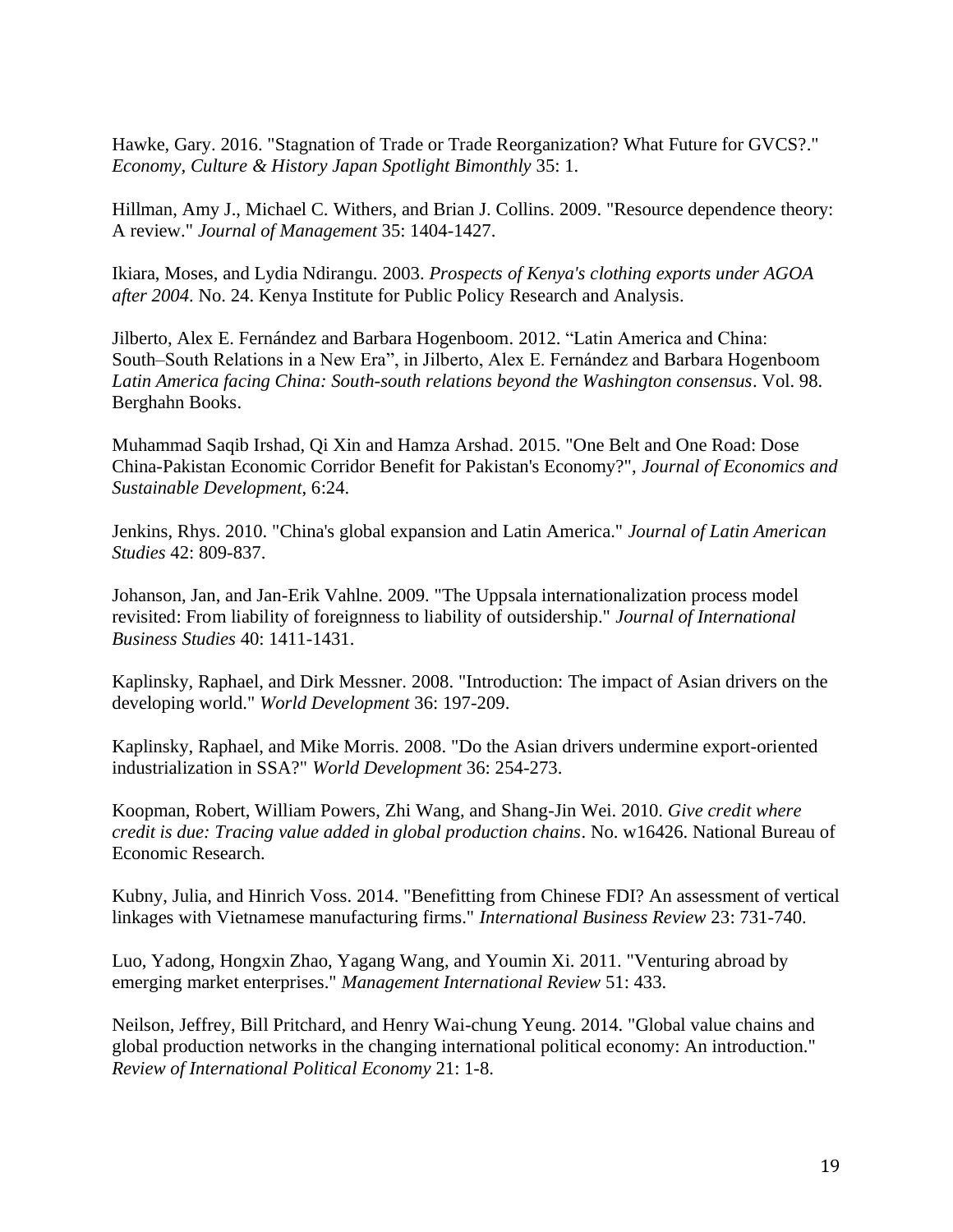Hawke, Gary. 2016. "Stagnation of Trade or Trade Reorganization? What Future for GVCS?." *Economy, Culture & History Japan Spotlight Bimonthly* 35: 1.

Hillman, Amy J., Michael C. Withers, and Brian J. Collins. 2009. "Resource dependence theory: A review." *Journal of Management* 35: 1404-1427.

Ikiara, Moses, and Lydia Ndirangu. 2003. *Prospects of Kenya's clothing exports under AGOA after 2004*. No. 24. Kenya Institute for Public Policy Research and Analysis.

Jilberto, Alex E. Fernández and Barbara Hogenboom. 2012. "Latin America and China: South–South Relations in a New Era", in Jilberto, Alex E. Fernández and Barbara Hogenboom *Latin America facing China: South-south relations beyond the Washington consensus*. Vol. 98. Berghahn Books.

Muhammad Saqib Irshad, Qi Xin and Hamza Arshad. 2015. "One Belt and One Road: Dose China-Pakistan Economic Corridor Benefit for Pakistan's Economy?", *Journal of Economics and Sustainable Development*, 6:24.

Jenkins, Rhys. 2010. "China's global expansion and Latin America." *Journal of Latin American Studies* 42: 809-837.

Johanson, Jan, and Jan-Erik Vahlne. 2009. "The Uppsala internationalization process model revisited: From liability of foreignness to liability of outsidership." *Journal of International Business Studies* 40: 1411-1431.

Kaplinsky, Raphael, and Dirk Messner. 2008. "Introduction: The impact of Asian drivers on the developing world." *World Development* 36: 197-209.

Kaplinsky, Raphael, and Mike Morris. 2008. "Do the Asian drivers undermine export-oriented industrialization in SSA?" *World Development* 36: 254-273.

Koopman, Robert, William Powers, Zhi Wang, and Shang-Jin Wei. 2010. *Give credit where credit is due: Tracing value added in global production chains*. No. w16426. National Bureau of Economic Research.

Kubny, Julia, and Hinrich Voss. 2014. "Benefitting from Chinese FDI? An assessment of vertical linkages with Vietnamese manufacturing firms." *International Business Review* 23: 731-740.

Luo, Yadong, Hongxin Zhao, Yagang Wang, and Youmin Xi. 2011. "Venturing abroad by emerging market enterprises." *Management International Review* 51: 433.

Neilson, Jeffrey, Bill Pritchard, and Henry Wai-chung Yeung. 2014. "Global value chains and global production networks in the changing international political economy: An introduction." *Review of International Political Economy* 21: 1-8.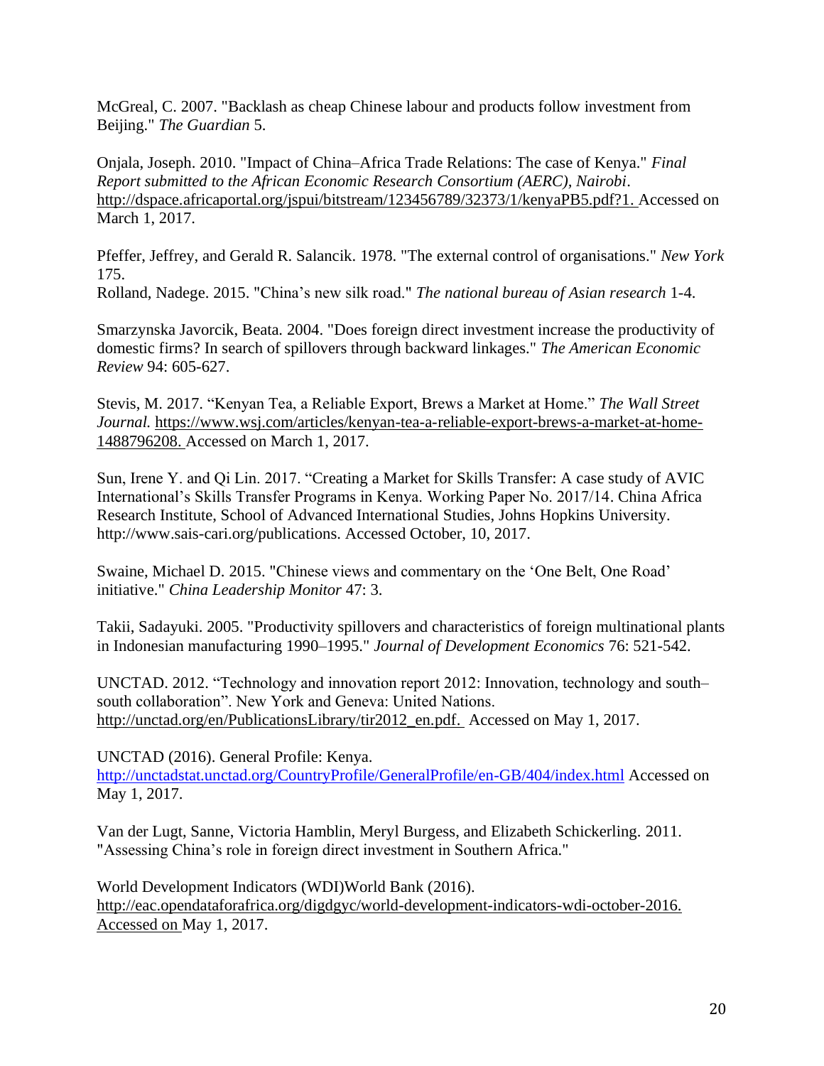McGreal, C. 2007. "Backlash as cheap Chinese labour and products follow investment from Beijing." *The Guardian* 5.

Onjala, Joseph. 2010. "Impact of China–Africa Trade Relations: The case of Kenya." *Final Report submitted to the African Economic Research Consortium (AERC), Nairobi*. http://dspace.africaportal.org/jspui/bitstream/123456789/32373/1/kenyaPB5.pdf?1. Accessed on March 1, 2017.

Pfeffer, Jeffrey, and Gerald R. Salancik. 1978. "The external control of organisations." *New York* 175.

Rolland, Nadege. 2015. "China's new silk road." *The national bureau of Asian research* 1-4.

Smarzynska Javorcik, Beata. 2004. "Does foreign direct investment increase the productivity of domestic firms? In search of spillovers through backward linkages." *The American Economic Review* 94: 605-627.

Stevis, M. 2017. "Kenyan Tea, a Reliable Export, Brews a Market at Home." *The Wall Street Journal.* https://www.wsj.com/articles/kenyan-tea-a-reliable-export-brews-a-market-at-home-1488796208. Accessed on March 1, 2017.

Sun, Irene Y. and Qi Lin. 2017. "Creating a Market for Skills Transfer: A case study of AVIC International's Skills Transfer Programs in Kenya. Working Paper No. 2017/14. China Africa Research Institute, School of Advanced International Studies, Johns Hopkins University. http://www.sais-cari.org/publications. Accessed October, 10, 2017.

Swaine, Michael D. 2015. "Chinese views and commentary on the 'One Belt, One Road' initiative." *China Leadership Monitor* 47: 3.

Takii, Sadayuki. 2005. "Productivity spillovers and characteristics of foreign multinational plants in Indonesian manufacturing 1990–1995." *Journal of Development Economics* 76: 521-542.

UNCTAD. 2012. "Technology and innovation report 2012: Innovation, technology and south–south collaboration". New York and Geneva: United Nations. http://unctad.org/en/PublicationsLibrary/tir2012_en.pdf. Accessed on May 1, 2017.

UNCTAD (2016). General Profile: Kenya. http://unctadstat.unctad.org/CountryProfile/GeneralProfile/en-GB/404/index.html Accessed on May 1, 2017.

Van der Lugt, Sanne, Victoria Hamblin, Meryl Burgess, and Elizabeth Schickerling. 2011. "Assessing China's role in foreign direct investment in Southern Africa."

World Development Indicators (WDI)World Bank (2016). http://eac.opendataforafrica.org/digdgyc/world-development-indicators-wdi-october-2016. Accessed on May 1, 2017.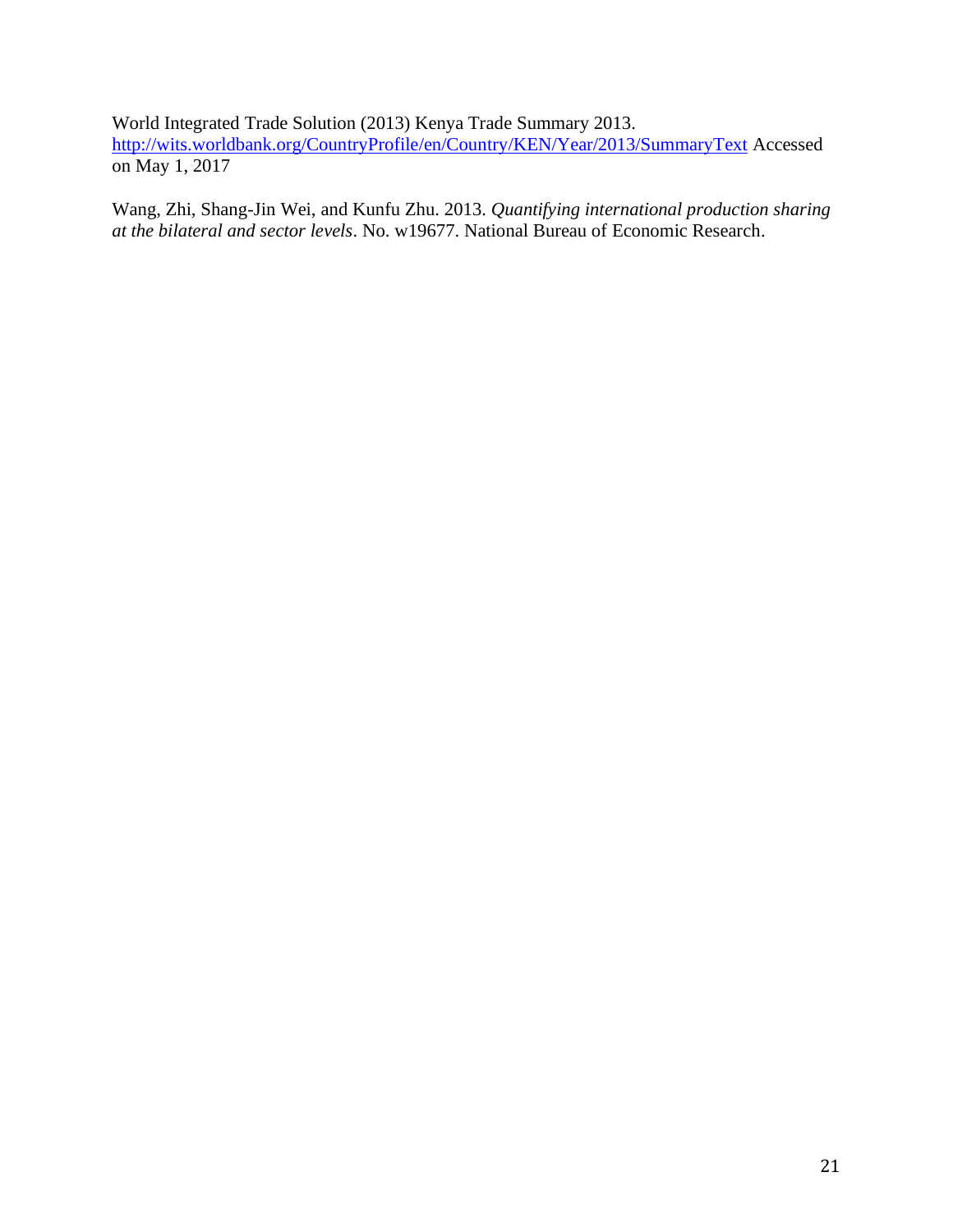World Integrated Trade Solution (2013) Kenya Trade Summary 2013. [http://wits.worldbank.org/CountryProfile/en/Country/KEN/Year/2013/SummaryText](http://wits.worldbank.org/CountryProfile/en/Country/KEN/Year/2013/SummaryText) Accessed on May 1, 2017

Wang, Zhi, Shang-Jin Wei, and Kunfu Zhu. 2013. *Quantifying international production sharing at the bilateral and sector levels*. No. w19677. National Bureau of Economic Research.